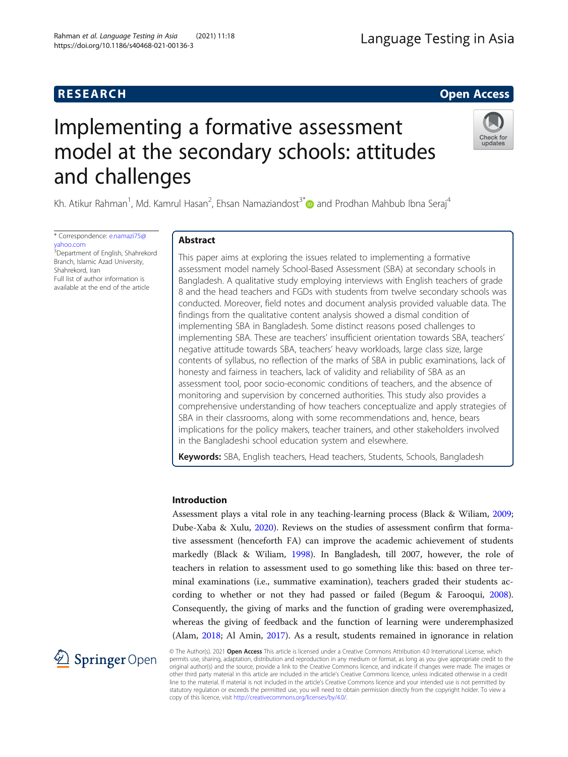RESEARCH

Open Access

# Implementing a formative assessment model at the secondary schools: attitudes and challenges

Kh. Atikur Rahman[1], Md. Kamrul Hasan[2], Ehsan Namaziandost[3*] and Prodhan Mahbub Ibna Seraj[4]

\* Correspondence: e.namazi75@yahoo.com
[3]Department of English, Shahrekord Branch, Islamic Azad University, Shahrekord, Iran
Full list of author information is available at the end of the article

## Abstract

This paper aims at exploring the issues related to implementing a formative assessment model namely School-Based Assessment (SBA) at secondary schools in Bangladesh. A qualitative study employing interviews with English teachers of grade 8 and the head teachers and FGDs with students from twelve secondary schools was conducted. Moreover, field notes and document analysis provided valuable data. The findings from the qualitative content analysis showed a dismal condition of implementing SBA in Bangladesh. Some distinct reasons posed challenges to implementing SBA. These are teachers' insufficient orientation towards SBA, teachers' negative attitude towards SBA, teachers' heavy workloads, large class size, large contents of syllabus, no reflection of the marks of SBA in public examinations, lack of honesty and fairness in teachers, lack of validity and reliability of SBA as an assessment tool, poor socio-economic conditions of teachers, and the absence of monitoring and supervision by concerned authorities. This study also provides a comprehensive understanding of how teachers conceptualize and apply strategies of SBA in their classrooms, along with some recommendations and, hence, bears implications for the policy makers, teacher trainers, and other stakeholders involved in the Bangladeshi school education system and elsewhere.

**Keywords:** SBA, English teachers, Head teachers, Students, Schools, Bangladesh

## Introduction

Assessment plays a vital role in any teaching-learning process (Black & Wiliam, 2009; Dube-Xaba & Xulu, 2020). Reviews on the studies of assessment confirm that formative assessment (henceforth FA) can improve the academic achievement of students markedly (Black & Wiliam, 1998). In Bangladesh, till 2007, however, the role of teachers in relation to assessment used to go something like this: based on three terminal examinations (i.e., summative examination), teachers graded their students according to whether or not they had passed or failed (Begum & Farooqui, 2008). Consequently, the giving of marks and the function of grading were overemphasized, whereas the giving of feedback and the function of learning were underemphasized (Alam, 2018; Al Amin, 2017). As a result, students remained in ignorance in relation

© The Author(s). 2021 **Open Access** This article is licensed under a Creative Commons Attribution 4.0 International License, which permits use, sharing, adaptation, distribution and reproduction in any medium or format, as long as you give appropriate credit to the original author(s) and the source, provide a link to the Creative Commons licence, and indicate if changes were made. The images or other third party material in this article are included in the article's Creative Commons licence, unless indicated otherwise in a credit line to the material. If material is not included in the article's Creative Commons licence and your intended use is not permitted by statutory regulation or exceeds the permitted use, you will need to obtain permission directly from the copyright holder. To view a copy of this licence, visit http://creativecommons.org/licenses/by/4.0/.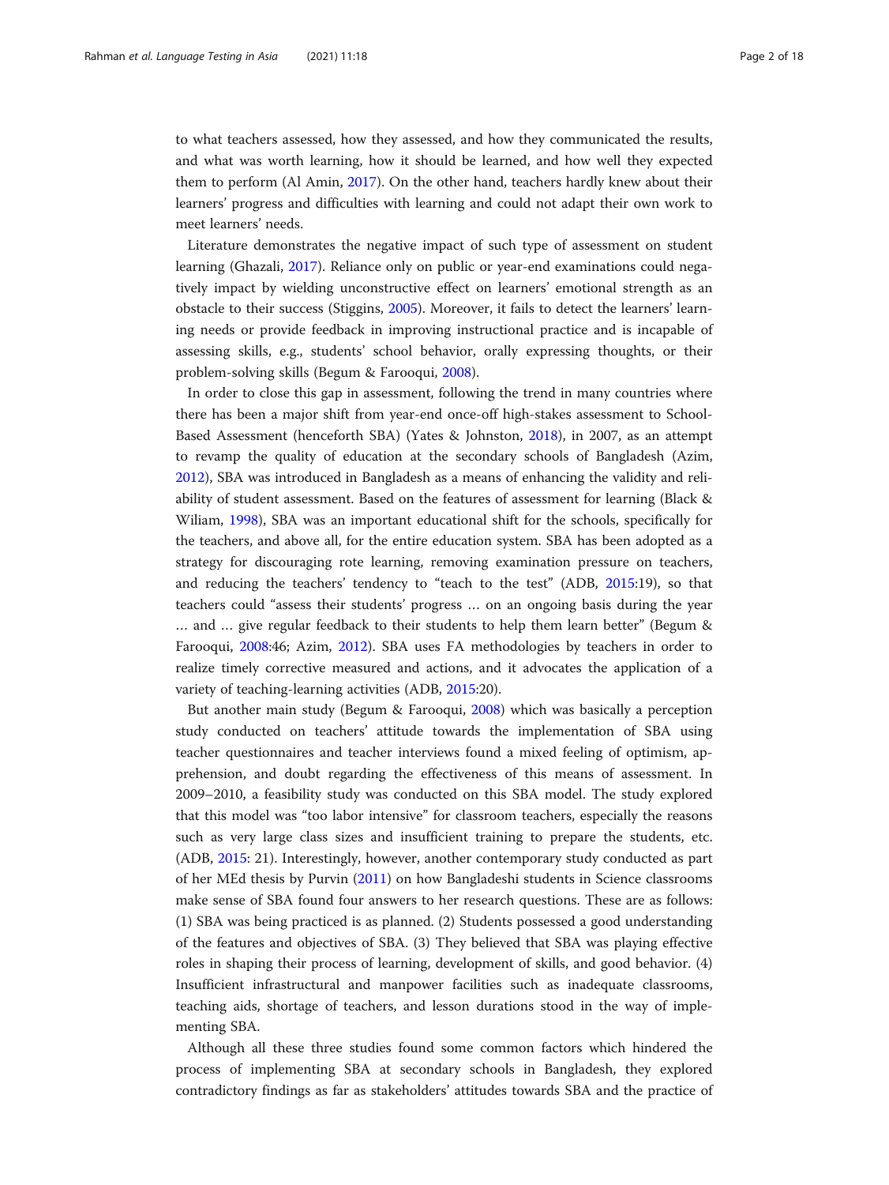to what teachers assessed, how they assessed, and how they communicated the results, and what was worth learning, how it should be learned, and how well they expected them to perform (Al Amin, 2017). On the other hand, teachers hardly knew about their learners' progress and difficulties with learning and could not adapt their own work to meet learners' needs.

Literature demonstrates the negative impact of such type of assessment on student learning (Ghazali, 2017). Reliance only on public or year-end examinations could negatively impact by wielding unconstructive effect on learners' emotional strength as an obstacle to their success (Stiggins, 2005). Moreover, it fails to detect the learners' learning needs or provide feedback in improving instructional practice and is incapable of assessing skills, e.g., students' school behavior, orally expressing thoughts, or their problem-solving skills (Begum & Farooqui, 2008).

In order to close this gap in assessment, following the trend in many countries where there has been a major shift from year-end once-off high-stakes assessment to School-Based Assessment (henceforth SBA) (Yates & Johnston, 2018), in 2007, as an attempt to revamp the quality of education at the secondary schools of Bangladesh (Azim, 2012), SBA was introduced in Bangladesh as a means of enhancing the validity and reliability of student assessment. Based on the features of assessment for learning (Black & Wiliam, 1998), SBA was an important educational shift for the schools, specifically for the teachers, and above all, for the entire education system. SBA has been adopted as a strategy for discouraging rote learning, removing examination pressure on teachers, and reducing the teachers' tendency to "teach to the test" (ADB, 2015:19), so that teachers could "assess their students' progress … on an ongoing basis during the year … and … give regular feedback to their students to help them learn better" (Begum & Farooqui, 2008:46; Azim, 2012). SBA uses FA methodologies by teachers in order to realize timely corrective measured and actions, and it advocates the application of a variety of teaching-learning activities (ADB, 2015:20).

But another main study (Begum & Farooqui, 2008) which was basically a perception study conducted on teachers' attitude towards the implementation of SBA using teacher questionnaires and teacher interviews found a mixed feeling of optimism, apprehension, and doubt regarding the effectiveness of this means of assessment. In 2009–2010, a feasibility study was conducted on this SBA model. The study explored that this model was "too labor intensive" for classroom teachers, especially the reasons such as very large class sizes and insufficient training to prepare the students, etc. (ADB, 2015: 21). Interestingly, however, another contemporary study conducted as part of her MEd thesis by Purvin (2011) on how Bangladeshi students in Science classrooms make sense of SBA found four answers to her research questions. These are as follows: (1) SBA was being practiced is as planned. (2) Students possessed a good understanding of the features and objectives of SBA. (3) They believed that SBA was playing effective roles in shaping their process of learning, development of skills, and good behavior. (4) Insufficient infrastructural and manpower facilities such as inadequate classrooms, teaching aids, shortage of teachers, and lesson durations stood in the way of implementing SBA.

Although all these three studies found some common factors which hindered the process of implementing SBA at secondary schools in Bangladesh, they explored contradictory findings as far as stakeholders' attitudes towards SBA and the practice of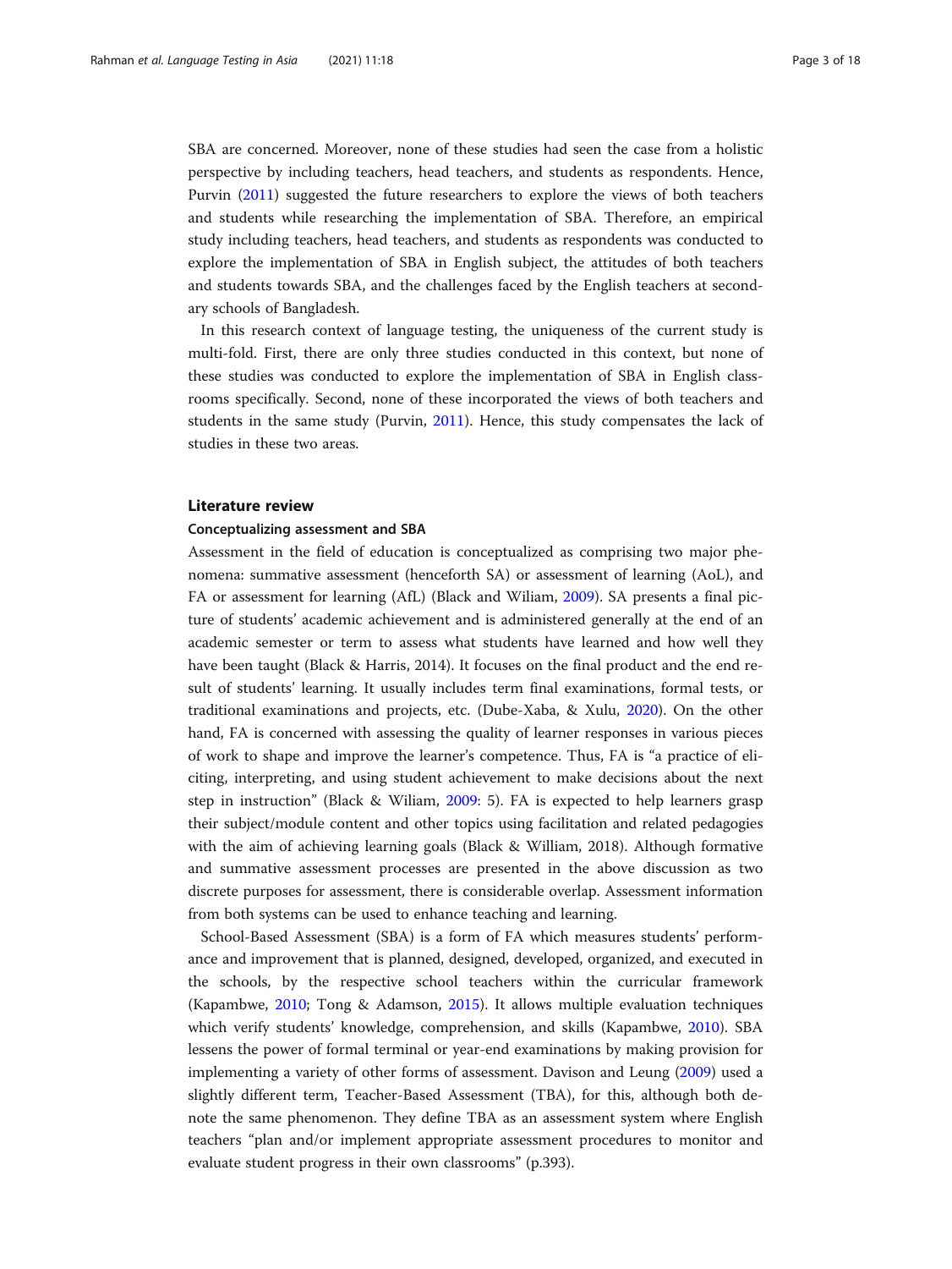SBA are concerned. Moreover, none of these studies had seen the case from a holistic perspective by including teachers, head teachers, and students as respondents. Hence, Purvin (2011) suggested the future researchers to explore the views of both teachers and students while researching the implementation of SBA. Therefore, an empirical study including teachers, head teachers, and students as respondents was conducted to explore the implementation of SBA in English subject, the attitudes of both teachers and students towards SBA, and the challenges faced by the English teachers at secondary schools of Bangladesh.

In this research context of language testing, the uniqueness of the current study is multi-fold. First, there are only three studies conducted in this context, but none of these studies was conducted to explore the implementation of SBA in English classrooms specifically. Second, none of these incorporated the views of both teachers and students in the same study (Purvin, 2011). Hence, this study compensates the lack of studies in these two areas.

## Literature review

### Conceptualizing assessment and SBA

Assessment in the field of education is conceptualized as comprising two major phenomena: summative assessment (henceforth SA) or assessment of learning (AoL), and FA or assessment for learning (AfL) (Black and Wiliam, 2009). SA presents a final picture of students' academic achievement and is administered generally at the end of an academic semester or term to assess what students have learned and how well they have been taught (Black & Harris, 2014). It focuses on the final product and the end result of students' learning. It usually includes term final examinations, formal tests, or traditional examinations and projects, etc. (Dube-Xaba, & Xulu, 2020). On the other hand, FA is concerned with assessing the quality of learner responses in various pieces of work to shape and improve the learner's competence. Thus, FA is "a practice of eliciting, interpreting, and using student achievement to make decisions about the next step in instruction" (Black & Wiliam, 2009: 5). FA is expected to help learners grasp their subject/module content and other topics using facilitation and related pedagogies with the aim of achieving learning goals (Black & William, 2018). Although formative and summative assessment processes are presented in the above discussion as two discrete purposes for assessment, there is considerable overlap. Assessment information from both systems can be used to enhance teaching and learning.

School-Based Assessment (SBA) is a form of FA which measures students' performance and improvement that is planned, designed, developed, organized, and executed in the schools, by the respective school teachers within the curricular framework (Kapambwe, 2010; Tong & Adamson, 2015). It allows multiple evaluation techniques which verify students' knowledge, comprehension, and skills (Kapambwe, 2010). SBA lessens the power of formal terminal or year-end examinations by making provision for implementing a variety of other forms of assessment. Davison and Leung (2009) used a slightly different term, Teacher-Based Assessment (TBA), for this, although both denote the same phenomenon. They define TBA as an assessment system where English teachers "plan and/or implement appropriate assessment procedures to monitor and evaluate student progress in their own classrooms" (p.393).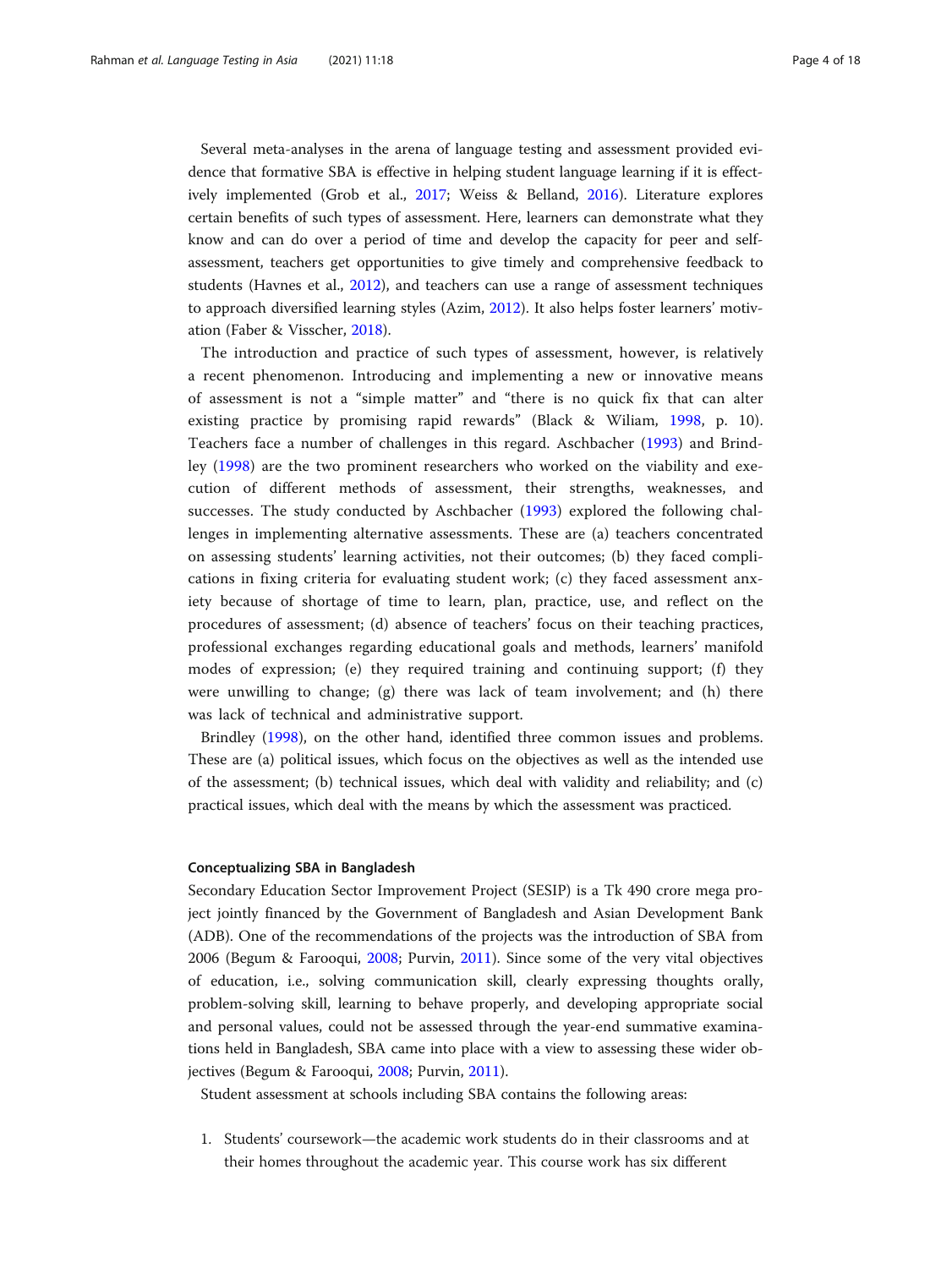Several meta-analyses in the arena of language testing and assessment provided evidence that formative SBA is effective in helping student language learning if it is effectively implemented (Grob et al., 2017; Weiss & Belland, 2016). Literature explores certain benefits of such types of assessment. Here, learners can demonstrate what they know and can do over a period of time and develop the capacity for peer and self-assessment, teachers get opportunities to give timely and comprehensive feedback to students (Havnes et al., 2012), and teachers can use a range of assessment techniques to approach diversified learning styles (Azim, 2012). It also helps foster learners' motivation (Faber & Visscher, 2018).

The introduction and practice of such types of assessment, however, is relatively a recent phenomenon. Introducing and implementing a new or innovative means of assessment is not a "simple matter" and "there is no quick fix that can alter existing practice by promising rapid rewards" (Black & Wiliam, 1998, p. 10). Teachers face a number of challenges in this regard. Aschbacher (1993) and Brindley (1998) are the two prominent researchers who worked on the viability and execution of different methods of assessment, their strengths, weaknesses, and successes. The study conducted by Aschbacher (1993) explored the following challenges in implementing alternative assessments. These are (a) teachers concentrated on assessing students' learning activities, not their outcomes; (b) they faced complications in fixing criteria for evaluating student work; (c) they faced assessment anxiety because of shortage of time to learn, plan, practice, use, and reflect on the procedures of assessment; (d) absence of teachers' focus on their teaching practices, professional exchanges regarding educational goals and methods, learners' manifold modes of expression; (e) they required training and continuing support; (f) they were unwilling to change; (g) there was lack of team involvement; and (h) there was lack of technical and administrative support.

Brindley (1998), on the other hand, identified three common issues and problems. These are (a) political issues, which focus on the objectives as well as the intended use of the assessment; (b) technical issues, which deal with validity and reliability; and (c) practical issues, which deal with the means by which the assessment was practiced.

### Conceptualizing SBA in Bangladesh

Secondary Education Sector Improvement Project (SESIP) is a Tk 490 crore mega project jointly financed by the Government of Bangladesh and Asian Development Bank (ADB). One of the recommendations of the projects was the introduction of SBA from 2006 (Begum & Farooqui, 2008; Purvin, 2011). Since some of the very vital objectives of education, i.e., solving communication skill, clearly expressing thoughts orally, problem-solving skill, learning to behave properly, and developing appropriate social and personal values, could not be assessed through the year-end summative examinations held in Bangladesh, SBA came into place with a view to assessing these wider objectives (Begum & Farooqui, 2008; Purvin, 2011).

Student assessment at schools including SBA contains the following areas:

1. Students' coursework—the academic work students do in their classrooms and at their homes throughout the academic year. This course work has six different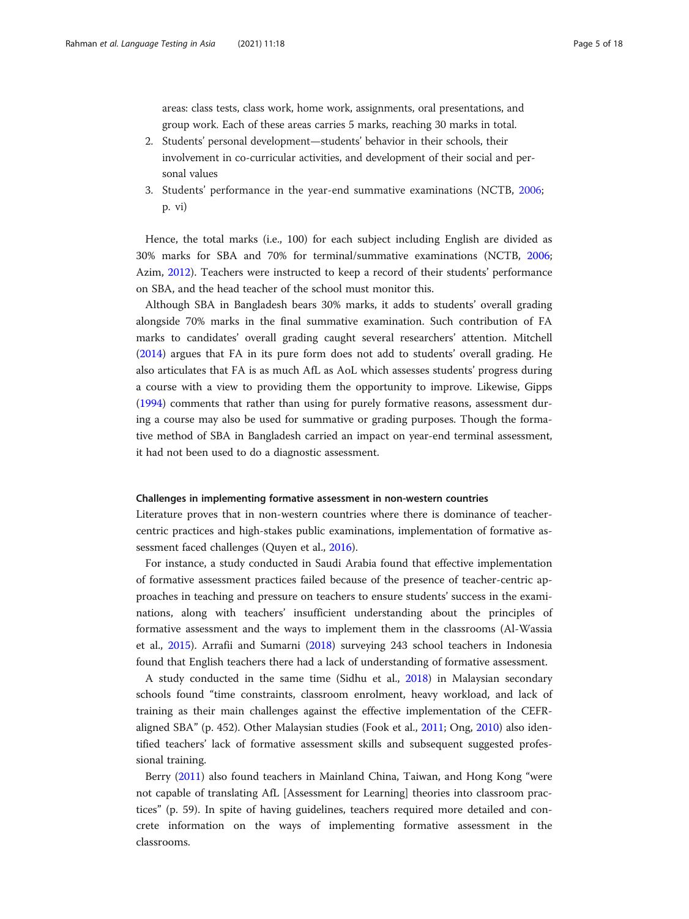areas: class tests, class work, home work, assignments, oral presentations, and group work. Each of these areas carries 5 marks, reaching 30 marks in total.

2. Students' personal development—students' behavior in their schools, their involvement in co-curricular activities, and development of their social and personal values
3. Students' performance in the year-end summative examinations (NCTB, 2006; p. vi)

Hence, the total marks (i.e., 100) for each subject including English are divided as 30% marks for SBA and 70% for terminal/summative examinations (NCTB, 2006; Azim, 2012). Teachers were instructed to keep a record of their students' performance on SBA, and the head teacher of the school must monitor this.

Although SBA in Bangladesh bears 30% marks, it adds to students' overall grading alongside 70% marks in the final summative examination. Such contribution of FA marks to candidates' overall grading caught several researchers' attention. Mitchell (2014) argues that FA in its pure form does not add to students' overall grading. He also articulates that FA is as much AfL as AoL which assesses students' progress during a course with a view to providing them the opportunity to improve. Likewise, Gipps (1994) comments that rather than using for purely formative reasons, assessment during a course may also be used for summative or grading purposes. Though the formative method of SBA in Bangladesh carried an impact on year-end terminal assessment, it had not been used to do a diagnostic assessment.

### Challenges in implementing formative assessment in non-western countries

Literature proves that in non-western countries where there is dominance of teacher-centric practices and high-stakes public examinations, implementation of formative assessment faced challenges (Quyen et al., 2016).

For instance, a study conducted in Saudi Arabia found that effective implementation of formative assessment practices failed because of the presence of teacher-centric approaches in teaching and pressure on teachers to ensure students' success in the examinations, along with teachers' insufficient understanding about the principles of formative assessment and the ways to implement them in the classrooms (Al-Wassia et al., 2015). Arrafii and Sumarni (2018) surveying 243 school teachers in Indonesia found that English teachers there had a lack of understanding of formative assessment.

A study conducted in the same time (Sidhu et al., 2018) in Malaysian secondary schools found "time constraints, classroom enrolment, heavy workload, and lack of training as their main challenges against the effective implementation of the CEFR-aligned SBA" (p. 452). Other Malaysian studies (Fook et al., 2011; Ong, 2010) also identified teachers' lack of formative assessment skills and subsequent suggested professional training.

Berry (2011) also found teachers in Mainland China, Taiwan, and Hong Kong "were not capable of translating AfL [Assessment for Learning] theories into classroom practices" (p. 59). In spite of having guidelines, teachers required more detailed and concrete information on the ways of implementing formative assessment in the classrooms.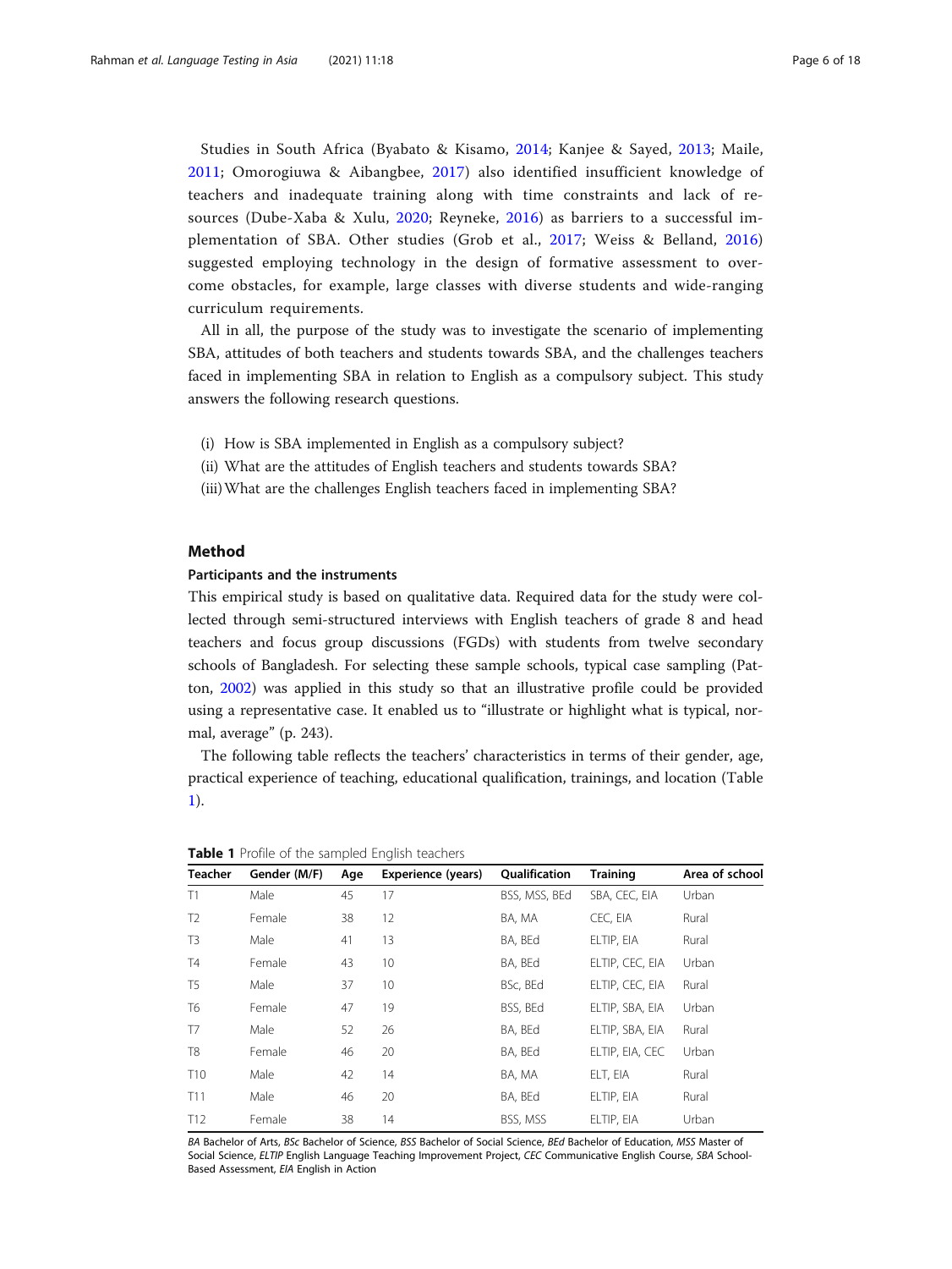Studies in South Africa (Byabato & Kisamo, 2014; Kanjee & Sayed, 2013; Maile, 2011; Omorogiuwa & Aibangbee, 2017) also identified insufficient knowledge of teachers and inadequate training along with time constraints and lack of resources (Dube-Xaba & Xulu, 2020; Reyneke, 2016) as barriers to a successful implementation of SBA. Other studies (Grob et al., 2017; Weiss & Belland, 2016) suggested employing technology in the design of formative assessment to overcome obstacles, for example, large classes with diverse students and wide-ranging curriculum requirements.

All in all, the purpose of the study was to investigate the scenario of implementing SBA, attitudes of both teachers and students towards SBA, and the challenges teachers faced in implementing SBA in relation to English as a compulsory subject. This study answers the following research questions.

(i) How is SBA implemented in English as a compulsory subject?
(ii) What are the attitudes of English teachers and students towards SBA?
(iii) What are the challenges English teachers faced in implementing SBA?

## Method

### Participants and the instruments

This empirical study is based on qualitative data. Required data for the study were collected through semi-structured interviews with English teachers of grade 8 and head teachers and focus group discussions (FGDs) with students from twelve secondary schools of Bangladesh. For selecting these sample schools, typical case sampling (Patton, 2002) was applied in this study so that an illustrative profile could be provided using a representative case. It enabled us to "illustrate or highlight what is typical, normal, average" (p. 243).

The following table reflects the teachers' characteristics in terms of their gender, age, practical experience of teaching, educational qualification, trainings, and location (Table 1).

**Table 1** Profile of the sampled English teachers

| Teacher | Gender (M/F) | Age | Experience (years) | Qualification | Training | Area of school |
|---|---|---|---|---|---|---|
| T1 | Male | 45 | 17 | BSS, MSS, BEd | SBA, CEC, EIA | Urban |
| T2 | Female | 38 | 12 | BA, MA | CEC, EIA | Rural |
| T3 | Male | 41 | 13 | BA, BEd | ELTIP, EIA | Rural |
| T4 | Female | 43 | 10 | BA, BEd | ELTIP, CEC, EIA | Urban |
| T5 | Male | 37 | 10 | BSc, BEd | ELTIP, CEC, EIA | Rural |
| T6 | Female | 47 | 19 | BSS, BEd | ELTIP, SBA, EIA | Urban |
| T7 | Male | 52 | 26 | BA, BEd | ELTIP, SBA, EIA | Rural |
| T8 | Female | 46 | 20 | BA, BEd | ELTIP, EIA, CEC | Urban |
| T10 | Male | 42 | 14 | BA, MA | ELT, EIA | Rural |
| T11 | Male | 46 | 20 | BA, BEd | ELTIP, EIA | Rural |
| T12 | Female | 38 | 14 | BSS, MSS | ELTIP, EIA | Urban |

*BA* Bachelor of Arts, *BSc* Bachelor of Science, *BSS* Bachelor of Social Science, *BEd* Bachelor of Education, *MSS* Master of Social Science, *ELTIP* English Language Teaching Improvement Project, *CEC* Communicative English Course, *SBA* School-Based Assessment, *EIA* English in Action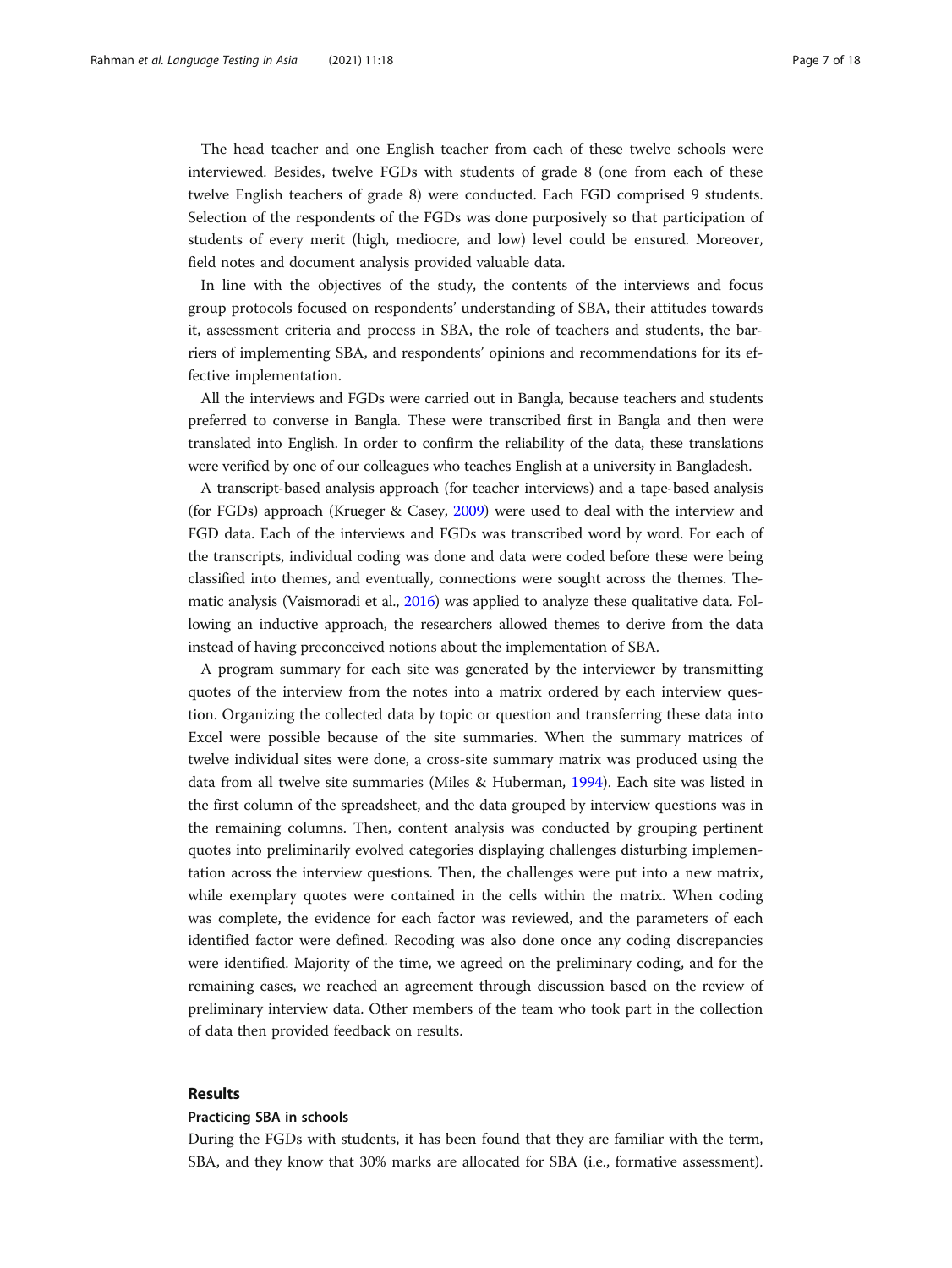The head teacher and one English teacher from each of these twelve schools were interviewed. Besides, twelve FGDs with students of grade 8 (one from each of these twelve English teachers of grade 8) were conducted. Each FGD comprised 9 students. Selection of the respondents of the FGDs was done purposively so that participation of students of every merit (high, mediocre, and low) level could be ensured. Moreover, field notes and document analysis provided valuable data.

In line with the objectives of the study, the contents of the interviews and focus group protocols focused on respondents' understanding of SBA, their attitudes towards it, assessment criteria and process in SBA, the role of teachers and students, the barriers of implementing SBA, and respondents' opinions and recommendations for its effective implementation.

All the interviews and FGDs were carried out in Bangla, because teachers and students preferred to converse in Bangla. These were transcribed first in Bangla and then were translated into English. In order to confirm the reliability of the data, these translations were verified by one of our colleagues who teaches English at a university in Bangladesh.

A transcript-based analysis approach (for teacher interviews) and a tape-based analysis (for FGDs) approach (Krueger & Casey, 2009) were used to deal with the interview and FGD data. Each of the interviews and FGDs was transcribed word by word. For each of the transcripts, individual coding was done and data were coded before these were being classified into themes, and eventually, connections were sought across the themes. Thematic analysis (Vaismoradi et al., 2016) was applied to analyze these qualitative data. Following an inductive approach, the researchers allowed themes to derive from the data instead of having preconceived notions about the implementation of SBA.

A program summary for each site was generated by the interviewer by transmitting quotes of the interview from the notes into a matrix ordered by each interview question. Organizing the collected data by topic or question and transferring these data into Excel were possible because of the site summaries. When the summary matrices of twelve individual sites were done, a cross-site summary matrix was produced using the data from all twelve site summaries (Miles & Huberman, 1994). Each site was listed in the first column of the spreadsheet, and the data grouped by interview questions was in the remaining columns. Then, content analysis was conducted by grouping pertinent quotes into preliminarily evolved categories displaying challenges disturbing implementation across the interview questions. Then, the challenges were put into a new matrix, while exemplary quotes were contained in the cells within the matrix. When coding was complete, the evidence for each factor was reviewed, and the parameters of each identified factor were defined. Recoding was also done once any coding discrepancies were identified. Majority of the time, we agreed on the preliminary coding, and for the remaining cases, we reached an agreement through discussion based on the review of preliminary interview data. Other members of the team who took part in the collection of data then provided feedback on results.

## Results

### Practicing SBA in schools

During the FGDs with students, it has been found that they are familiar with the term, SBA, and they know that 30% marks are allocated for SBA (i.e., formative assessment).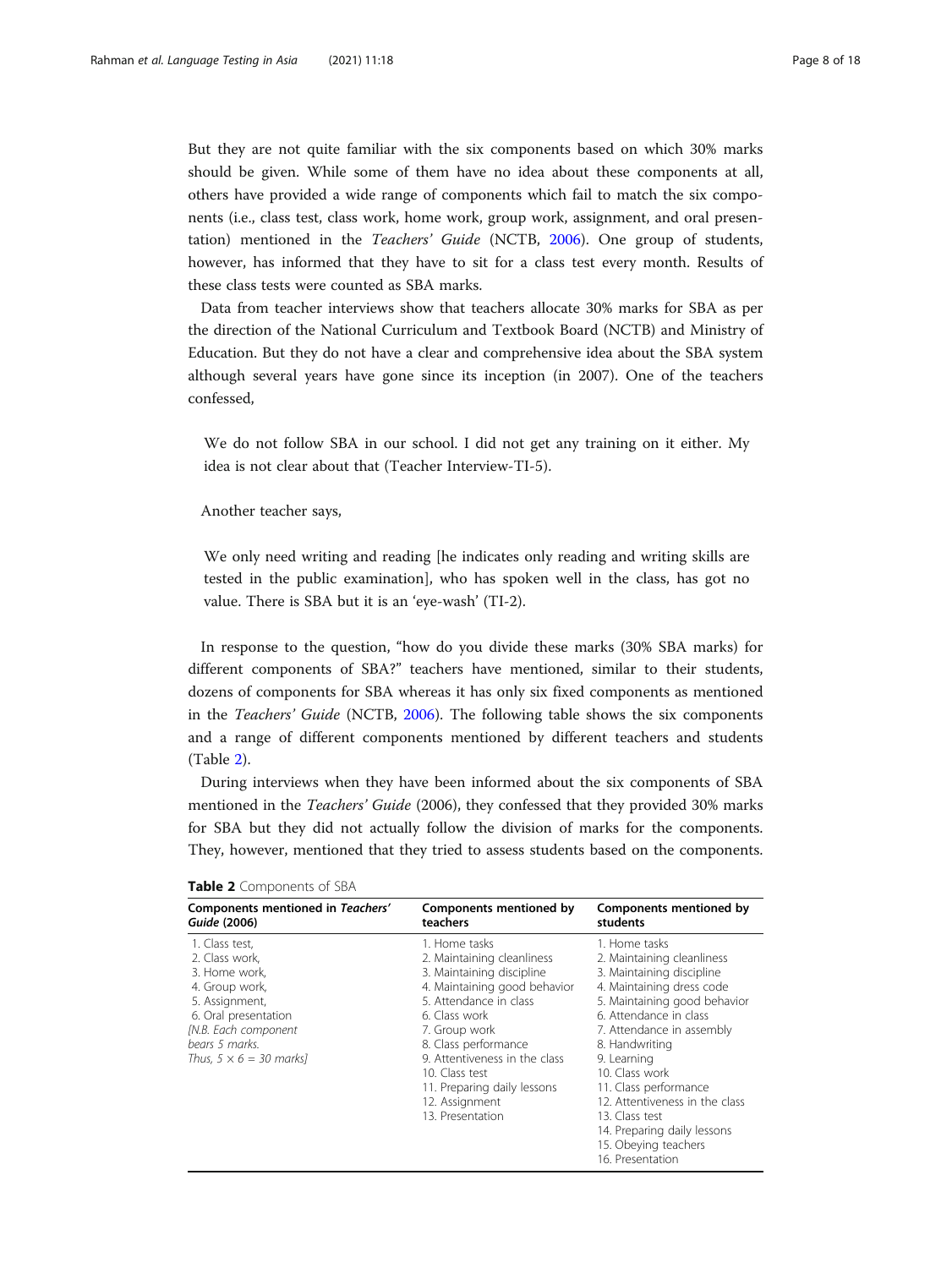But they are not quite familiar with the six components based on which 30% marks should be given. While some of them have no idea about these components at all, others have provided a wide range of components which fail to match the six components (i.e., class test, class work, home work, group work, assignment, and oral presentation) mentioned in the *Teachers' Guide* (NCTB, 2006). One group of students, however, has informed that they have to sit for a class test every month. Results of these class tests were counted as SBA marks.

Data from teacher interviews show that teachers allocate 30% marks for SBA as per the direction of the National Curriculum and Textbook Board (NCTB) and Ministry of Education. But they do not have a clear and comprehensive idea about the SBA system although several years have gone since its inception (in 2007). One of the teachers confessed,

> We do not follow SBA in our school. I did not get any training on it either. My idea is not clear about that (Teacher Interview-TI-5).

Another teacher says,

> We only need writing and reading [he indicates only reading and writing skills are tested in the public examination], who has spoken well in the class, has got no value. There is SBA but it is an 'eye-wash' (TI-2).

In response to the question, "how do you divide these marks (30% SBA marks) for different components of SBA?" teachers have mentioned, similar to their students, dozens of components for SBA whereas it has only six fixed components as mentioned in the *Teachers' Guide* (NCTB, 2006). The following table shows the six components and a range of different components mentioned by different teachers and students (Table 2).

During interviews when they have been informed about the six components of SBA mentioned in the *Teachers' Guide* (2006), they confessed that they provided 30% marks for SBA but they did not actually follow the division of marks for the components. They, however, mentioned that they tried to assess students based on the components.

**Table 2** Components of SBA

| Components mentioned in *Teachers' Guide* (2006) | Components mentioned by teachers | Components mentioned by students |
|---|---|---|
| 1. Class test, | 1. Home tasks | 1. Home tasks |
| 2. Class work, | 2. Maintaining cleanliness | 2. Maintaining cleanliness |
| 3. Home work, | 3. Maintaining discipline | 3. Maintaining discipline |
| 4. Group work, | 4. Maintaining good behavior | 4. Maintaining dress code |
| 5. Assignment, | 5. Attendance in class | 5. Maintaining good behavior |
| 6. Oral presentation | 6. Class work | 6. Attendance in class |
| *[N.B. Each component* | 7. Group work | 7. Attendance in assembly |
| *bears 5 marks.* | 8. Class performance | 8. Handwriting |
| *Thus, 5 × 6 = 30 marks]* | 9. Attentiveness in the class | 9. Learning |
| | 10. Class test | 10. Class work |
| | 11. Preparing daily lessons | 11. Class performance |
| | 12. Assignment | 12. Attentiveness in the class |
| | 13. Presentation | 13. Class test |
| | | 14. Preparing daily lessons |
| | | 15. Obeying teachers |
| | | 16. Presentation |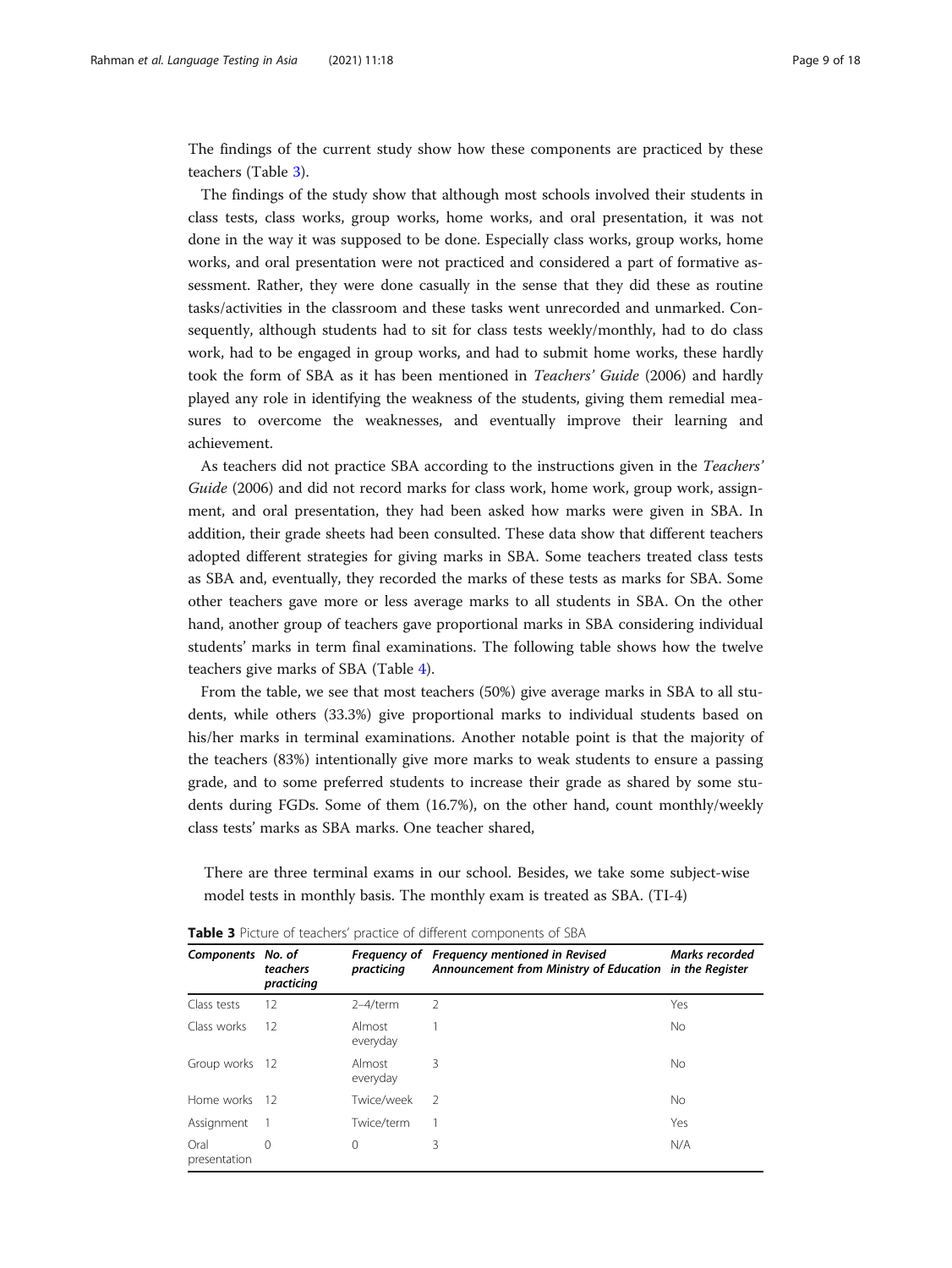The findings of the current study show how these components are practiced by these teachers (Table 3).

The findings of the study show that although most schools involved their students in class tests, class works, group works, home works, and oral presentation, it was not done in the way it was supposed to be done. Especially class works, group works, home works, and oral presentation were not practiced and considered a part of formative assessment. Rather, they were done casually in the sense that they did these as routine tasks/activities in the classroom and these tasks went unrecorded and unmarked. Consequently, although students had to sit for class tests weekly/monthly, had to do class work, had to be engaged in group works, and had to submit home works, these hardly took the form of SBA as it has been mentioned in *Teachers' Guide* (2006) and hardly played any role in identifying the weakness of the students, giving them remedial measures to overcome the weaknesses, and eventually improve their learning and achievement.

As teachers did not practice SBA according to the instructions given in the *Teachers' Guide* (2006) and did not record marks for class work, home work, group work, assignment, and oral presentation, they had been asked how marks were given in SBA. In addition, their grade sheets had been consulted. These data show that different teachers adopted different strategies for giving marks in SBA. Some teachers treated class tests as SBA and, eventually, they recorded the marks of these tests as marks for SBA. Some other teachers gave more or less average marks to all students in SBA. On the other hand, another group of teachers gave proportional marks in SBA considering individual students' marks in term final examinations. The following table shows how the twelve teachers give marks of SBA (Table 4).

From the table, we see that most teachers (50%) give average marks in SBA to all students, while others (33.3%) give proportional marks to individual students based on his/her marks in terminal examinations. Another notable point is that the majority of the teachers (83%) intentionally give more marks to weak students to ensure a passing grade, and to some preferred students to increase their grade as shared by some students during FGDs. Some of them (16.7%), on the other hand, count monthly/weekly class tests' marks as SBA marks. One teacher shared,

> There are three terminal exams in our school. Besides, we take some subject-wise model tests in monthly basis. The monthly exam is treated as SBA. (TI-4)

**Table 3** Picture of teachers' practice of different components of SBA

| *Components* | *No. of teachers practicing* | *Frequency of practicing* | *Frequency mentioned in Revised Announcement from Ministry of Education* | *Marks recorded in the Register* |
|---|---|---|---|---|
| Class tests | 12 | 2–4/term | 2 | Yes |
| Class works | 12 | Almost everyday | 1 | No |
| Group works | 12 | Almost everyday | 3 | No |
| Home works | 12 | Twice/week | 2 | No |
| Assignment | 1 | Twice/term | 1 | Yes |
| Oral presentation | 0 | 0 | 3 | N/A |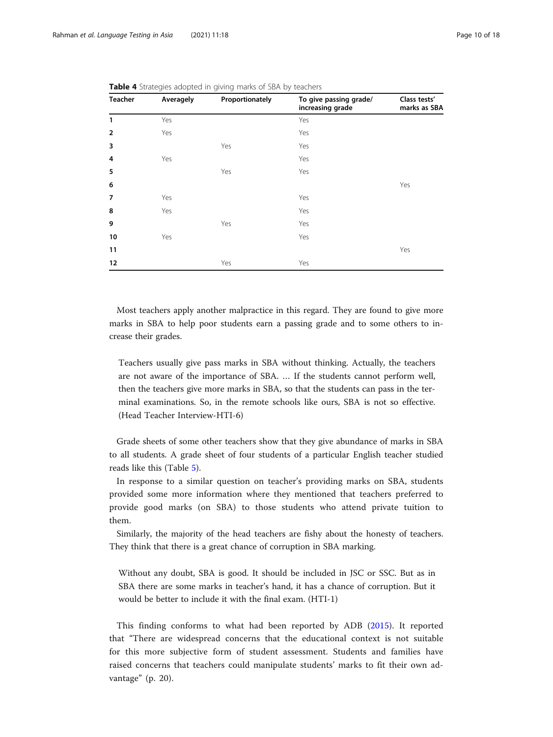**Table 4** Strategies adopted in giving marks of SBA by teachers

| Teacher | Averagely | Proportionately | To give passing grade/ increasing grade | Class tests' marks as SBA |
|---|---|---|---|---|
| 1 | Yes | | Yes | |
| 2 | Yes | | Yes | |
| 3 | | Yes | Yes | |
| 4 | Yes | | Yes | |
| 5 | | Yes | Yes | |
| 6 | | | | Yes |
| 7 | Yes | | Yes | |
| 8 | Yes | | Yes | |
| 9 | | Yes | Yes | |
| 10 | Yes | | Yes | |
| 11 | | | | Yes |
| 12 | | Yes | Yes | |

Most teachers apply another malpractice in this regard. They are found to give more marks in SBA to help poor students earn a passing grade and to some others to increase their grades.

> Teachers usually give pass marks in SBA without thinking. Actually, the teachers are not aware of the importance of SBA. … If the students cannot perform well, then the teachers give more marks in SBA, so that the students can pass in the terminal examinations. So, in the remote schools like ours, SBA is not so effective. (Head Teacher Interview-HTI-6)

Grade sheets of some other teachers show that they give abundance of marks in SBA to all students. A grade sheet of four students of a particular English teacher studied reads like this (Table 5).

In response to a similar question on teacher's providing marks on SBA, students provided some more information where they mentioned that teachers preferred to provide good marks (on SBA) to those students who attend private tuition to them.

Similarly, the majority of the head teachers are fishy about the honesty of teachers. They think that there is a great chance of corruption in SBA marking.

> Without any doubt, SBA is good. It should be included in JSC or SSC. But as in SBA there are some marks in teacher's hand, it has a chance of corruption. But it would be better to include it with the final exam. (HTI-1)

This finding conforms to what had been reported by ADB (2015). It reported that "There are widespread concerns that the educational context is not suitable for this more subjective form of student assessment. Students and families have raised concerns that teachers could manipulate students' marks to fit their own advantage" (p. 20).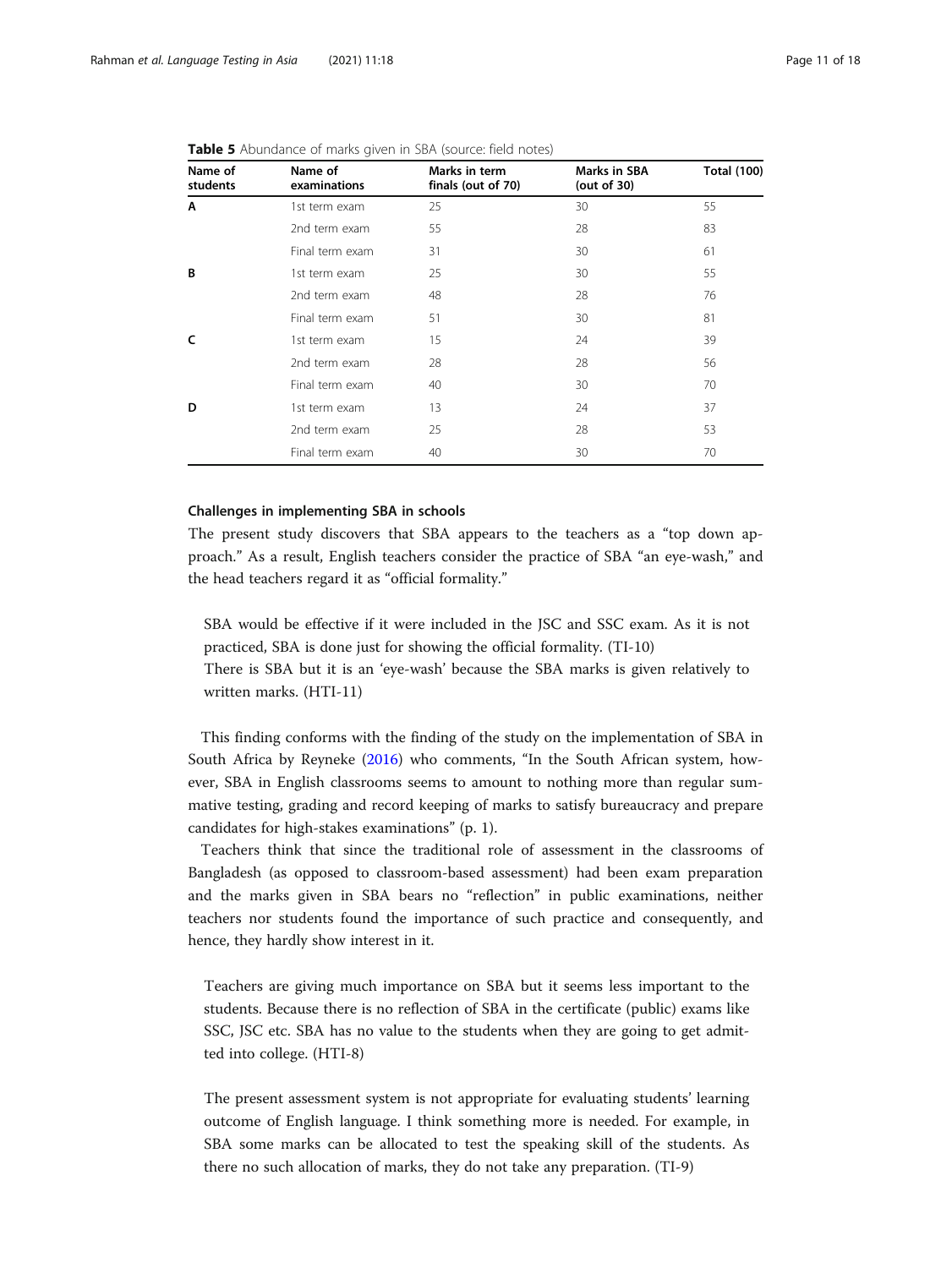**Table 5** Abundance of marks given in SBA (source: field notes)

| Name of students | Name of examinations | Marks in term finals (out of 70) | Marks in SBA (out of 30) | Total (100) |
|---|---|---|---|---|
| **A** | 1st term exam | 25 | 30 | 55 |
| | 2nd term exam | 55 | 28 | 83 |
| | Final term exam | 31 | 30 | 61 |
| **B** | 1st term exam | 25 | 30 | 55 |
| | 2nd term exam | 48 | 28 | 76 |
| | Final term exam | 51 | 30 | 81 |
| **C** | 1st term exam | 15 | 24 | 39 |
| | 2nd term exam | 28 | 28 | 56 |
| | Final term exam | 40 | 30 | 70 |
| **D** | 1st term exam | 13 | 24 | 37 |
| | 2nd term exam | 25 | 28 | 53 |
| | Final term exam | 40 | 30 | 70 |

### Challenges in implementing SBA in schools

The present study discovers that SBA appears to the teachers as a "top down approach." As a result, English teachers consider the practice of SBA "an eye-wash," and the head teachers regard it as "official formality."

> SBA would be effective if it were included in the JSC and SSC exam. As it is not practiced, SBA is done just for showing the official formality. (TI-10)
> There is SBA but it is an 'eye-wash' because the SBA marks is given relatively to written marks. (HTI-11)

This finding conforms with the finding of the study on the implementation of SBA in South Africa by Reyneke (2016) who comments, "In the South African system, however, SBA in English classrooms seems to amount to nothing more than regular summative testing, grading and record keeping of marks to satisfy bureaucracy and prepare candidates for high-stakes examinations" (p. 1).

Teachers think that since the traditional role of assessment in the classrooms of Bangladesh (as opposed to classroom-based assessment) had been exam preparation and the marks given in SBA bears no "reflection" in public examinations, neither teachers nor students found the importance of such practice and consequently, and hence, they hardly show interest in it.

> Teachers are giving much importance on SBA but it seems less important to the students. Because there is no reflection of SBA in the certificate (public) exams like SSC, JSC etc. SBA has no value to the students when they are going to get admitted into college. (HTI-8)

> The present assessment system is not appropriate for evaluating students' learning outcome of English language. I think something more is needed. For example, in SBA some marks can be allocated to test the speaking skill of the students. As there no such allocation of marks, they do not take any preparation. (TI-9)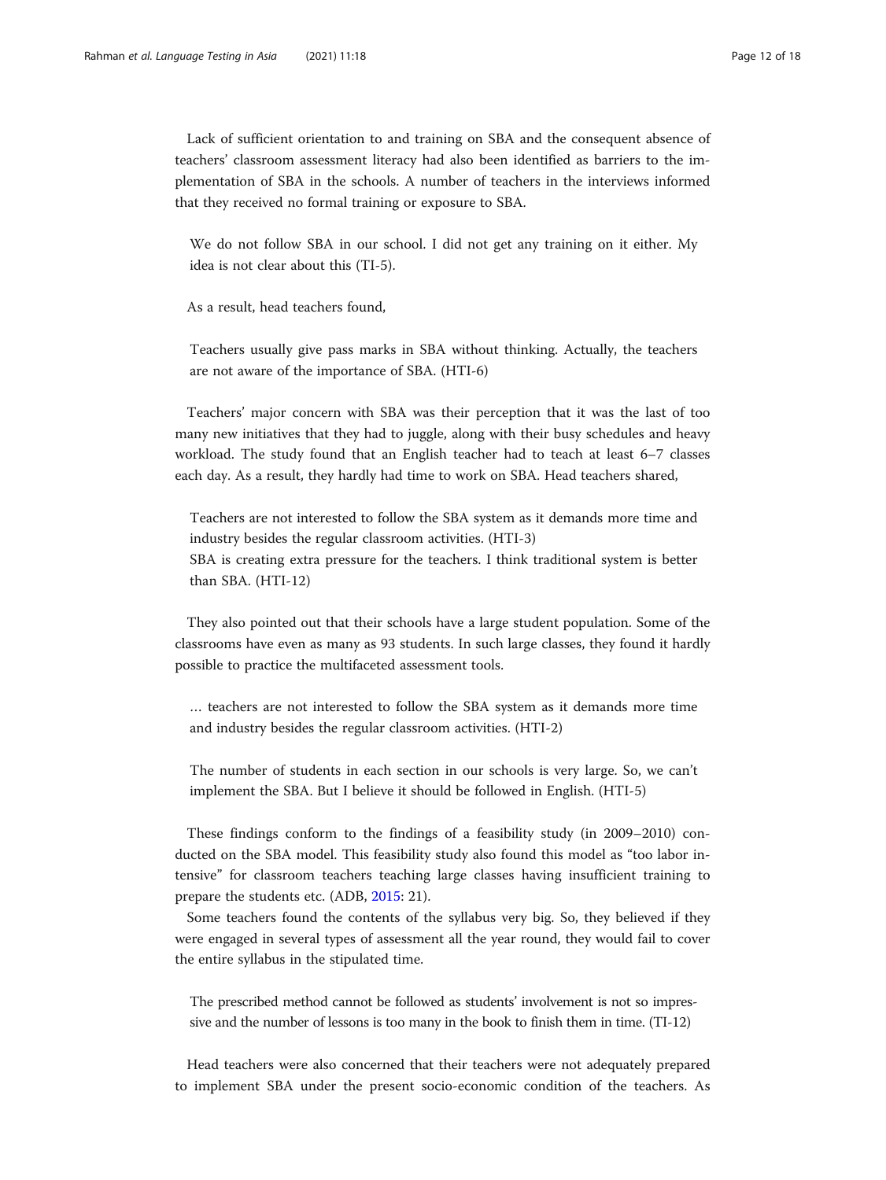Lack of sufficient orientation to and training on SBA and the consequent absence of teachers' classroom assessment literacy had also been identified as barriers to the implementation of SBA in the schools. A number of teachers in the interviews informed that they received no formal training or exposure to SBA.

> We do not follow SBA in our school. I did not get any training on it either. My idea is not clear about this (TI-5).

As a result, head teachers found,

> Teachers usually give pass marks in SBA without thinking. Actually, the teachers are not aware of the importance of SBA. (HTI-6)

Teachers' major concern with SBA was their perception that it was the last of too many new initiatives that they had to juggle, along with their busy schedules and heavy workload. The study found that an English teacher had to teach at least 6–7 classes each day. As a result, they hardly had time to work on SBA. Head teachers shared,

> Teachers are not interested to follow the SBA system as it demands more time and industry besides the regular classroom activities. (HTI-3)
> SBA is creating extra pressure for the teachers. I think traditional system is better than SBA. (HTI-12)

They also pointed out that their schools have a large student population. Some of the classrooms have even as many as 93 students. In such large classes, they found it hardly possible to practice the multifaceted assessment tools.

> … teachers are not interested to follow the SBA system as it demands more time and industry besides the regular classroom activities. (HTI-2)

> The number of students in each section in our schools is very large. So, we can't implement the SBA. But I believe it should be followed in English. (HTI-5)

These findings conform to the findings of a feasibility study (in 2009–2010) conducted on the SBA model. This feasibility study also found this model as "too labor intensive" for classroom teachers teaching large classes having insufficient training to prepare the students etc. (ADB, 2015: 21).

Some teachers found the contents of the syllabus very big. So, they believed if they were engaged in several types of assessment all the year round, they would fail to cover the entire syllabus in the stipulated time.

> The prescribed method cannot be followed as students' involvement is not so impressive and the number of lessons is too many in the book to finish them in time. (TI-12)

Head teachers were also concerned that their teachers were not adequately prepared to implement SBA under the present socio-economic condition of the teachers. As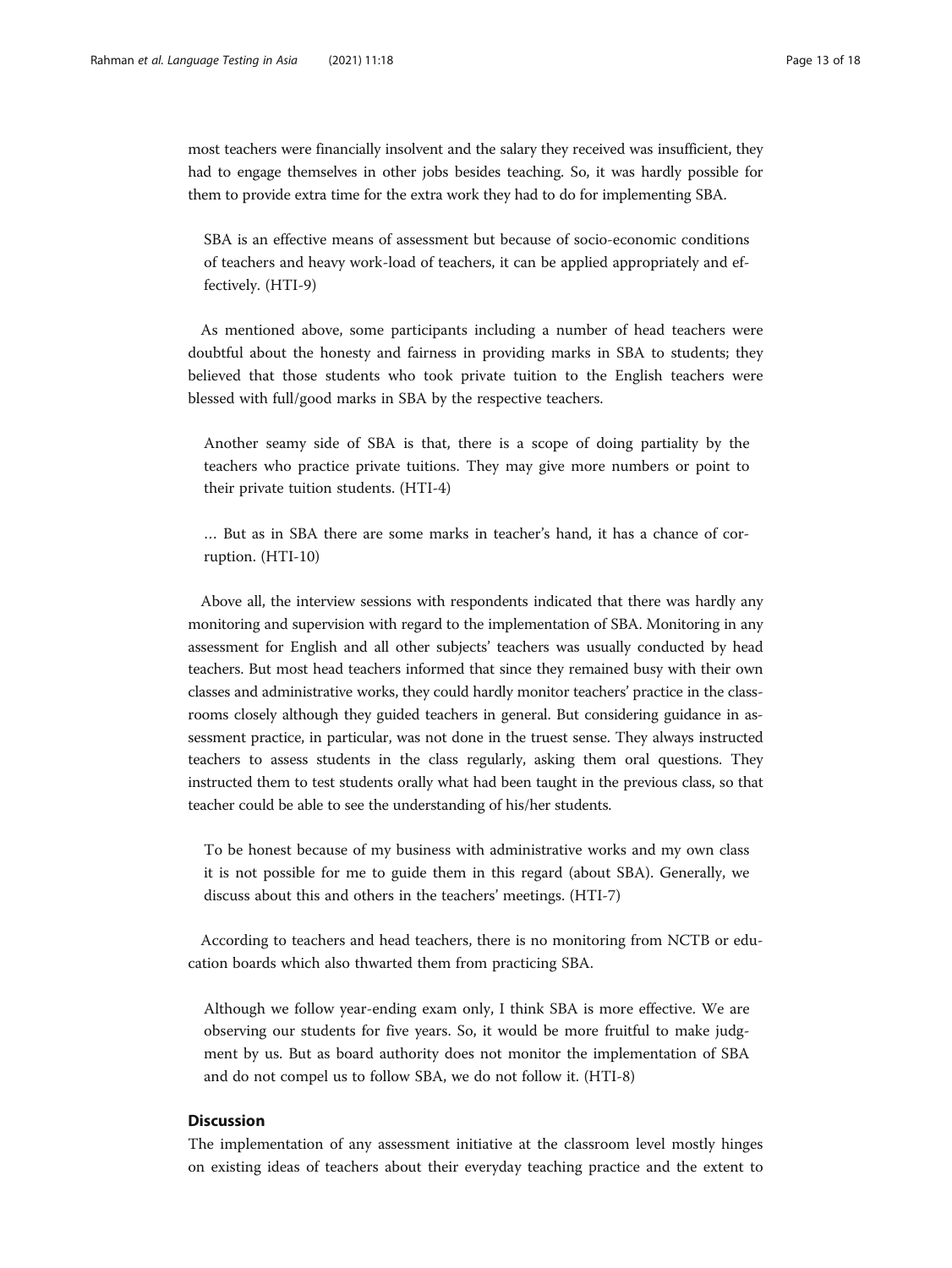most teachers were financially insolvent and the salary they received was insufficient, they had to engage themselves in other jobs besides teaching. So, it was hardly possible for them to provide extra time for the extra work they had to do for implementing SBA.

> SBA is an effective means of assessment but because of socio-economic conditions of teachers and heavy work-load of teachers, it can be applied appropriately and effectively. (HTI-9)

As mentioned above, some participants including a number of head teachers were doubtful about the honesty and fairness in providing marks in SBA to students; they believed that those students who took private tuition to the English teachers were blessed with full/good marks in SBA by the respective teachers.

> Another seamy side of SBA is that, there is a scope of doing partiality by the teachers who practice private tuitions. They may give more numbers or point to their private tuition students. (HTI-4)

> … But as in SBA there are some marks in teacher's hand, it has a chance of corruption. (HTI-10)

Above all, the interview sessions with respondents indicated that there was hardly any monitoring and supervision with regard to the implementation of SBA. Monitoring in any assessment for English and all other subjects' teachers was usually conducted by head teachers. But most head teachers informed that since they remained busy with their own classes and administrative works, they could hardly monitor teachers' practice in the classrooms closely although they guided teachers in general. But considering guidance in assessment practice, in particular, was not done in the truest sense. They always instructed teachers to assess students in the class regularly, asking them oral questions. They instructed them to test students orally what had been taught in the previous class, so that teacher could be able to see the understanding of his/her students.

> To be honest because of my business with administrative works and my own class it is not possible for me to guide them in this regard (about SBA). Generally, we discuss about this and others in the teachers' meetings. (HTI-7)

According to teachers and head teachers, there is no monitoring from NCTB or education boards which also thwarted them from practicing SBA.

> Although we follow year-ending exam only, I think SBA is more effective. We are observing our students for five years. So, it would be more fruitful to make judgment by us. But as board authority does not monitor the implementation of SBA and do not compel us to follow SBA, we do not follow it. (HTI-8)

## Discussion

The implementation of any assessment initiative at the classroom level mostly hinges on existing ideas of teachers about their everyday teaching practice and the extent to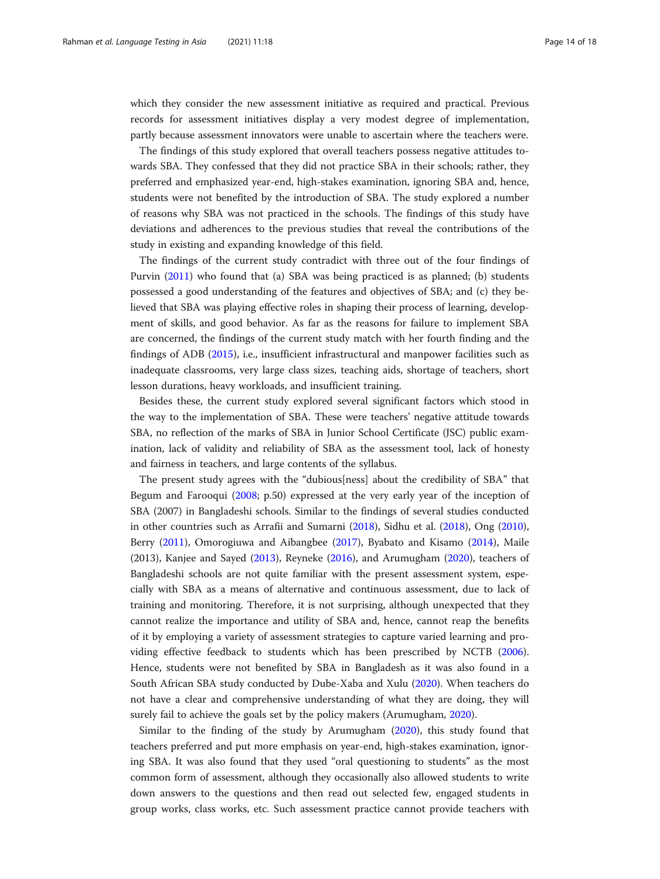which they consider the new assessment initiative as required and practical. Previous records for assessment initiatives display a very modest degree of implementation, partly because assessment innovators were unable to ascertain where the teachers were.

The findings of this study explored that overall teachers possess negative attitudes towards SBA. They confessed that they did not practice SBA in their schools; rather, they preferred and emphasized year-end, high-stakes examination, ignoring SBA and, hence, students were not benefited by the introduction of SBA. The study explored a number of reasons why SBA was not practiced in the schools. The findings of this study have deviations and adherences to the previous studies that reveal the contributions of the study in existing and expanding knowledge of this field.

The findings of the current study contradict with three out of the four findings of Purvin (2011) who found that (a) SBA was being practiced is as planned; (b) students possessed a good understanding of the features and objectives of SBA; and (c) they believed that SBA was playing effective roles in shaping their process of learning, development of skills, and good behavior. As far as the reasons for failure to implement SBA are concerned, the findings of the current study match with her fourth finding and the findings of ADB (2015), i.e., insufficient infrastructural and manpower facilities such as inadequate classrooms, very large class sizes, teaching aids, shortage of teachers, short lesson durations, heavy workloads, and insufficient training.

Besides these, the current study explored several significant factors which stood in the way to the implementation of SBA. These were teachers' negative attitude towards SBA, no reflection of the marks of SBA in Junior School Certificate (JSC) public examination, lack of validity and reliability of SBA as the assessment tool, lack of honesty and fairness in teachers, and large contents of the syllabus.

The present study agrees with the "dubious[ness] about the credibility of SBA" that Begum and Farooqui (2008; p.50) expressed at the very early year of the inception of SBA (2007) in Bangladeshi schools. Similar to the findings of several studies conducted in other countries such as Arrafii and Sumarni (2018), Sidhu et al. (2018), Ong (2010), Berry (2011), Omorogiuwa and Aibangbee (2017), Byabato and Kisamo (2014), Maile (2013), Kanjee and Sayed (2013), Reyneke (2016), and Arumugham (2020), teachers of Bangladeshi schools are not quite familiar with the present assessment system, especially with SBA as a means of alternative and continuous assessment, due to lack of training and monitoring. Therefore, it is not surprising, although unexpected that they cannot realize the importance and utility of SBA and, hence, cannot reap the benefits of it by employing a variety of assessment strategies to capture varied learning and providing effective feedback to students which has been prescribed by NCTB (2006). Hence, students were not benefited by SBA in Bangladesh as it was also found in a South African SBA study conducted by Dube-Xaba and Xulu (2020). When teachers do not have a clear and comprehensive understanding of what they are doing, they will surely fail to achieve the goals set by the policy makers (Arumugham, 2020).

Similar to the finding of the study by Arumugham (2020), this study found that teachers preferred and put more emphasis on year-end, high-stakes examination, ignoring SBA. It was also found that they used "oral questioning to students" as the most common form of assessment, although they occasionally also allowed students to write down answers to the questions and then read out selected few, engaged students in group works, class works, etc. Such assessment practice cannot provide teachers with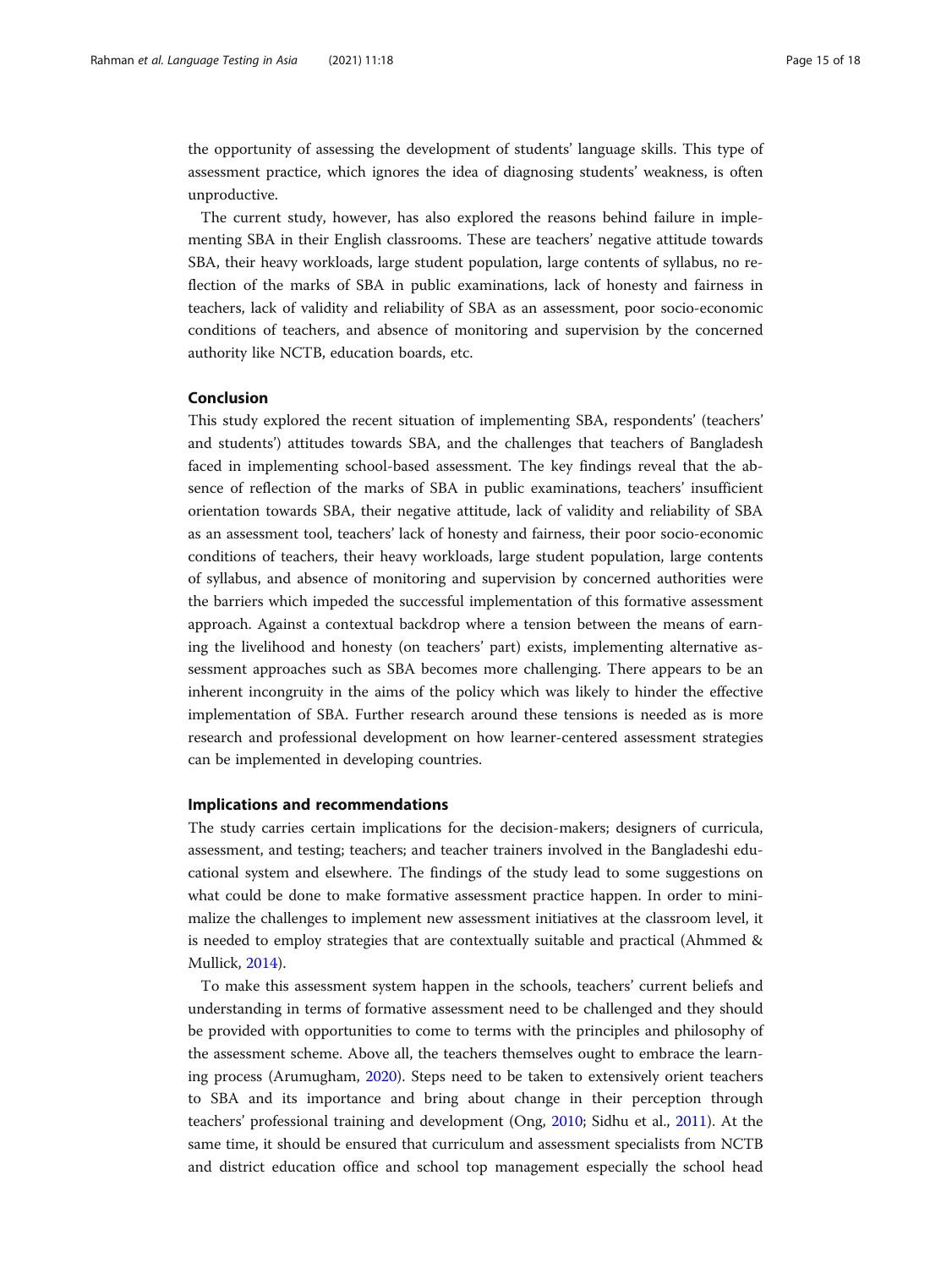the opportunity of assessing the development of students' language skills. This type of assessment practice, which ignores the idea of diagnosing students' weakness, is often unproductive.

The current study, however, has also explored the reasons behind failure in implementing SBA in their English classrooms. These are teachers' negative attitude towards SBA, their heavy workloads, large student population, large contents of syllabus, no reflection of the marks of SBA in public examinations, lack of honesty and fairness in teachers, lack of validity and reliability of SBA as an assessment, poor socio-economic conditions of teachers, and absence of monitoring and supervision by the concerned authority like NCTB, education boards, etc.

## Conclusion

This study explored the recent situation of implementing SBA, respondents' (teachers' and students') attitudes towards SBA, and the challenges that teachers of Bangladesh faced in implementing school-based assessment. The key findings reveal that the absence of reflection of the marks of SBA in public examinations, teachers' insufficient orientation towards SBA, their negative attitude, lack of validity and reliability of SBA as an assessment tool, teachers' lack of honesty and fairness, their poor socio-economic conditions of teachers, their heavy workloads, large student population, large contents of syllabus, and absence of monitoring and supervision by concerned authorities were the barriers which impeded the successful implementation of this formative assessment approach. Against a contextual backdrop where a tension between the means of earning the livelihood and honesty (on teachers' part) exists, implementing alternative assessment approaches such as SBA becomes more challenging. There appears to be an inherent incongruity in the aims of the policy which was likely to hinder the effective implementation of SBA. Further research around these tensions is needed as is more research and professional development on how learner-centered assessment strategies can be implemented in developing countries.

## Implications and recommendations

The study carries certain implications for the decision-makers; designers of curricula, assessment, and testing; teachers; and teacher trainers involved in the Bangladeshi educational system and elsewhere. The findings of the study lead to some suggestions on what could be done to make formative assessment practice happen. In order to minimalize the challenges to implement new assessment initiatives at the classroom level, it is needed to employ strategies that are contextually suitable and practical (Ahmmed & Mullick, 2014).

To make this assessment system happen in the schools, teachers' current beliefs and understanding in terms of formative assessment need to be challenged and they should be provided with opportunities to come to terms with the principles and philosophy of the assessment scheme. Above all, the teachers themselves ought to embrace the learning process (Arumugham, 2020). Steps need to be taken to extensively orient teachers to SBA and its importance and bring about change in their perception through teachers' professional training and development (Ong, 2010; Sidhu et al., 2011). At the same time, it should be ensured that curriculum and assessment specialists from NCTB and district education office and school top management especially the school head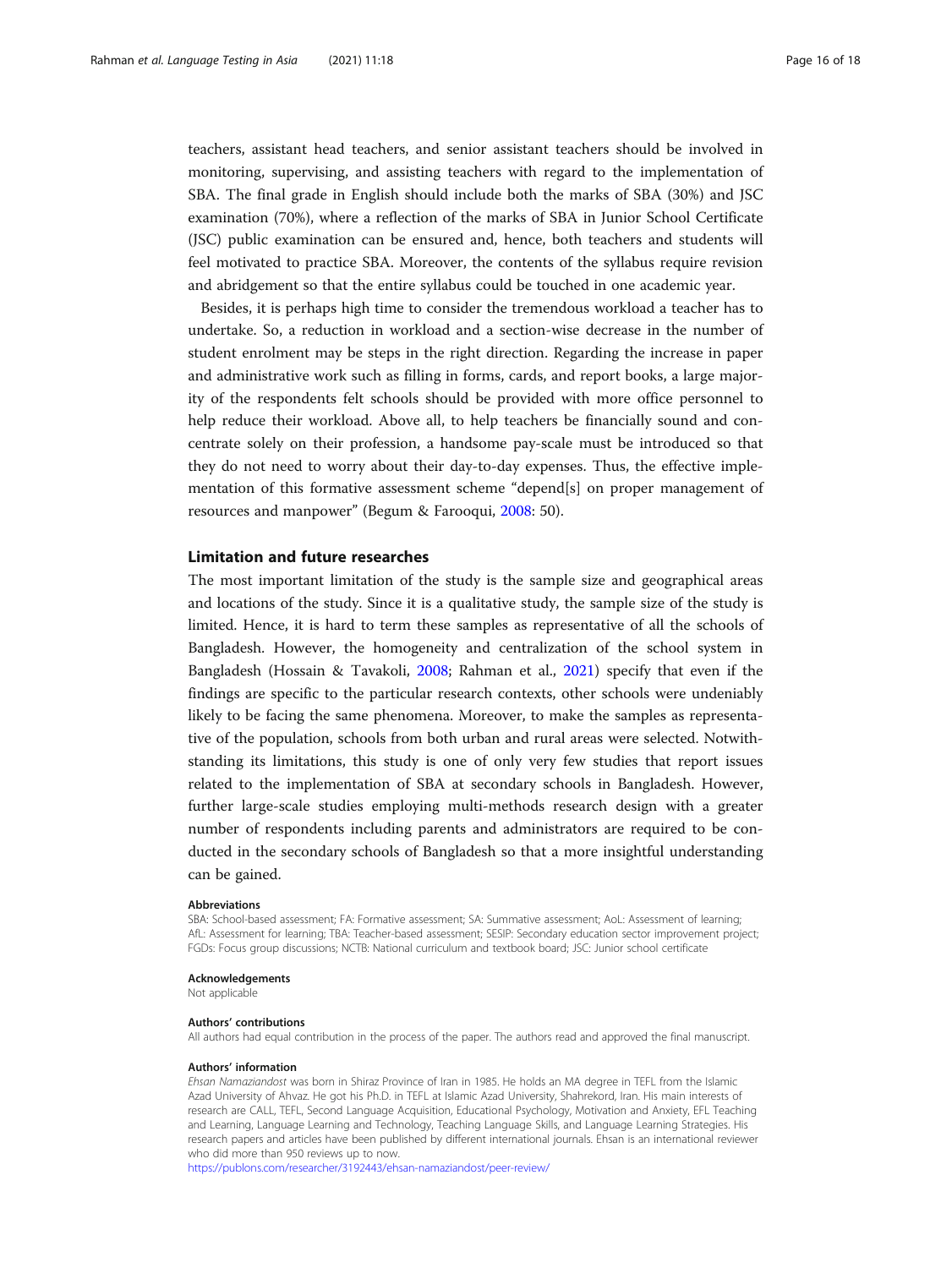teachers, assistant head teachers, and senior assistant teachers should be involved in monitoring, supervising, and assisting teachers with regard to the implementation of SBA. The final grade in English should include both the marks of SBA (30%) and JSC examination (70%), where a reflection of the marks of SBA in Junior School Certificate (JSC) public examination can be ensured and, hence, both teachers and students will feel motivated to practice SBA. Moreover, the contents of the syllabus require revision and abridgement so that the entire syllabus could be touched in one academic year.

Besides, it is perhaps high time to consider the tremendous workload a teacher has to undertake. So, a reduction in workload and a section-wise decrease in the number of student enrolment may be steps in the right direction. Regarding the increase in paper and administrative work such as filling in forms, cards, and report books, a large majority of the respondents felt schools should be provided with more office personnel to help reduce their workload. Above all, to help teachers be financially sound and concentrate solely on their profession, a handsome pay-scale must be introduced so that they do not need to worry about their day-to-day expenses. Thus, the effective implementation of this formative assessment scheme "depend[s] on proper management of resources and manpower" (Begum & Farooqui, 2008: 50).

## Limitation and future researches

The most important limitation of the study is the sample size and geographical areas and locations of the study. Since it is a qualitative study, the sample size of the study is limited. Hence, it is hard to term these samples as representative of all the schools of Bangladesh. However, the homogeneity and centralization of the school system in Bangladesh (Hossain & Tavakoli, 2008; Rahman et al., 2021) specify that even if the findings are specific to the particular research contexts, other schools were undeniably likely to be facing the same phenomena. Moreover, to make the samples as representative of the population, schools from both urban and rural areas were selected. Notwithstanding its limitations, this study is one of only very few studies that report issues related to the implementation of SBA at secondary schools in Bangladesh. However, further large-scale studies employing multi-methods research design with a greater number of respondents including parents and administrators are required to be conducted in the secondary schools of Bangladesh so that a more insightful understanding can be gained.

#### Abbreviations

SBA: School-based assessment; FA: Formative assessment; SA: Summative assessment; AoL: Assessment of learning; AfL: Assessment for learning; TBA: Teacher-based assessment; SESIP: Secondary education sector improvement project; FGDs: Focus group discussions; NCTB: National curriculum and textbook board; JSC: Junior school certificate

#### Acknowledgements

Not applicable

#### Authors' contributions

All authors had equal contribution in the process of the paper. The authors read and approved the final manuscript.

#### Authors' information

*Ehsan Namaziandost* was born in Shiraz Province of Iran in 1985. He holds an MA degree in TEFL from the Islamic Azad University of Ahvaz. He got his Ph.D. in TEFL at Islamic Azad University, Shahrekord, Iran. His main interests of research are CALL, TEFL, Second Language Acquisition, Educational Psychology, Motivation and Anxiety, EFL Teaching and Learning, Language Learning and Technology, Teaching Language Skills, and Language Learning Strategies. His research papers and articles have been published by different international journals. Ehsan is an international reviewer who did more than 950 reviews up to now.

https://publons.com/researcher/3192443/ehsan-namaziandost/peer-review/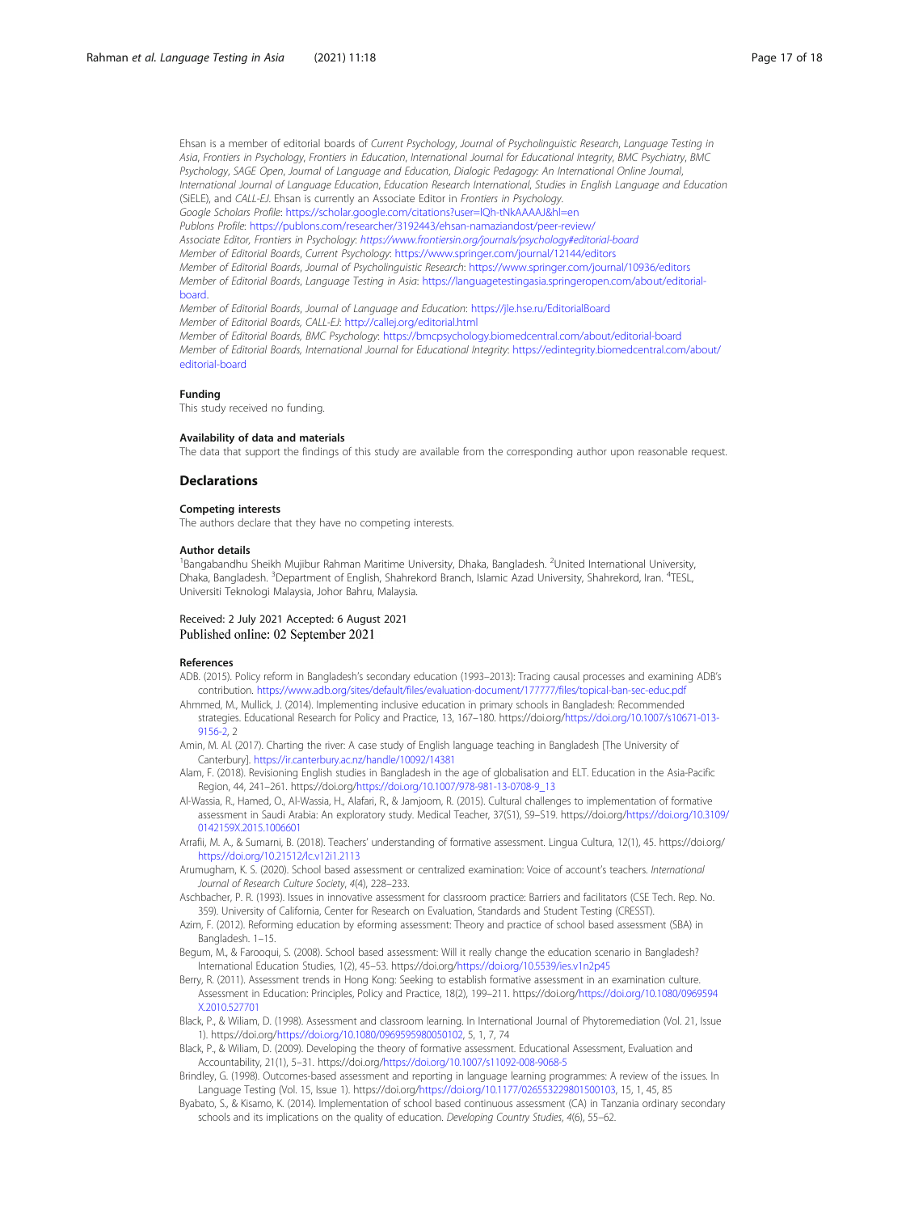Ehsan is a member of editorial boards of *Current Psychology*, *Journal of Psycholinguistic Research*, *Language Testing in Asia*, *Frontiers in Psychology*, *Frontiers in Education*, *International Journal for Educational Integrity*, *BMC Psychiatry*, *BMC Psychology*, *SAGE Open*, *Journal of Language and Education*, *Dialogic Pedagogy: An International Online Journal*, *International Journal of Language Education*, *Education Research International*, *Studies in English Language and Education* (SiELE), and *CALL-EJ*. Ehsan is currently an Associate Editor in *Frontiers in Psychology*.

*Google Scholars Profile*: https://scholar.google.com/citations?user=lQh-tNkAAAAJ&hl=en

*Publons Profile*: https://publons.com/researcher/3192443/ehsan-namaziandost/peer-review/

*Associate Editor, Frontiers in Psychology*: *https://www.frontiersin.org/journals/psychology#editorial-board*

*Member of Editorial Boards, Current Psychology*: https://www.springer.com/journal/12144/editors

*Member of Editorial Boards, Journal of Psycholinguistic Research*: https://www.springer.com/journal/10936/editors

*Member of Editorial Boards, Language Testing in Asia*: https://languagetestingasia.springeropen.com/about/editorial-board.

*Member of Editorial Boards, Journal of Language and Education*: https://jle.hse.ru/EditorialBoard

*Member of Editorial Boards, CALL-EJ*: http://callej.org/editorial.html

*Member of Editorial Boards, BMC Psychology*: https://bmcpsychology.biomedcentral.com/about/editorial-board

*Member of Editorial Boards, International Journal for Educational Integrity*: https://edintegrity.biomedcentral.com/about/editorial-board

#### Funding

This study received no funding.

#### Availability of data and materials

The data that support the findings of this study are available from the corresponding author upon reasonable request.

## Declarations

#### Competing interests

The authors declare that they have no competing interests.

#### Author details

[1]Bangabandhu Sheikh Mujibur Rahman Maritime University, Dhaka, Bangladesh. [2]United International University, Dhaka, Bangladesh. [3]Department of English, Shahrekord Branch, Islamic Azad University, Shahrekord, Iran. [4]TESL, Universiti Teknologi Malaysia, Johor Bahru, Malaysia.

Received: 2 July 2021 Accepted: 6 August 2021
Published online: 02 September 2021

#### References

ADB. (2015). Policy reform in Bangladesh's secondary education (1993–2013): Tracing causal processes and examining ADB's contribution. https://www.adb.org/sites/default/files/evaluation-document/177777/files/topical-ban-sec-educ.pdf

Ahmmed, M., Mullick, J. (2014). Implementing inclusive education in primary schools in Bangladesh: Recommended strategies. Educational Research for Policy and Practice, 13, 167–180. https://doi.org/https://doi.org/10.1007/s10671-013-9156-2, 2

Amin, M. Al. (2017). Charting the river: A case study of English language teaching in Bangladesh [The University of Canterbury]. https://ir.canterbury.ac.nz/handle/10092/14381

Alam, F. (2018). Revisioning English studies in Bangladesh in the age of globalisation and ELT. Education in the Asia-Pacific Region, 44, 241–261. https://doi.org/https://doi.org/10.1007/978-981-13-0708-9_13

Al-Wassia, R., Hamed, O., Al-Wassia, H., Alafari, R., & Jamjoom, R. (2015). Cultural challenges to implementation of formative assessment in Saudi Arabia: An exploratory study. Medical Teacher, 37(S1), S9–S19. https://doi.org/https://doi.org/10.3109/0142159X.2015.1006601

Arrafii, M. A., & Sumarni, B. (2018). Teachers' understanding of formative assessment. Lingua Cultura, 12(1), 45. https://doi.org/https://doi.org/10.21512/lc.v12i1.2113

Arumugham, K. S. (2020). School based assessment or centralized examination: Voice of account's teachers. *International Journal of Research Culture Society*, *4*(4), 228–233.

Aschbacher, P. R. (1993). Issues in innovative assessment for classroom practice: Barriers and facilitators (CSE Tech. Rep. No. 359). University of California, Center for Research on Evaluation, Standards and Student Testing (CRESST).

Azim, F. (2012). Reforming education by eforming assessment: Theory and practice of school based assessment (SBA) in Bangladesh. 1–15.

Begum, M., & Farooqui, S. (2008). School based assessment: Will it really change the education scenario in Bangladesh? International Education Studies, 1(2), 45–53. https://doi.org/https://doi.org/10.5539/ies.v1n2p45

Berry, R. (2011). Assessment trends in Hong Kong: Seeking to establish formative assessment in an examination culture. Assessment in Education: Principles, Policy and Practice, 18(2), 199–211. https://doi.org/https://doi.org/10.1080/0969594X.2010.527701

Black, P., & Wiliam, D. (1998). Assessment and classroom learning. In International Journal of Phytoremediation (Vol. 21, Issue 1). https://doi.org/https://doi.org/10.1080/0969595980050102, 5, 1, 7, 74

Black, P., & Wiliam, D. (2009). Developing the theory of formative assessment. Educational Assessment, Evaluation and Accountability, 21(1), 5–31. https://doi.org/https://doi.org/10.1007/s11092-008-9068-5

Brindley, G. (1998). Outcomes-based assessment and reporting in language learning programmes: A review of the issues. In Language Testing (Vol. 15, Issue 1). https://doi.org/https://doi.org/10.1177/026553229801500103, 15, 1, 45, 85

Byabato, S., & Kisamo, K. (2014). Implementation of school based continuous assessment (CA) in Tanzania ordinary secondary schools and its implications on the quality of education. *Developing Country Studies*, *4*(6), 55–62.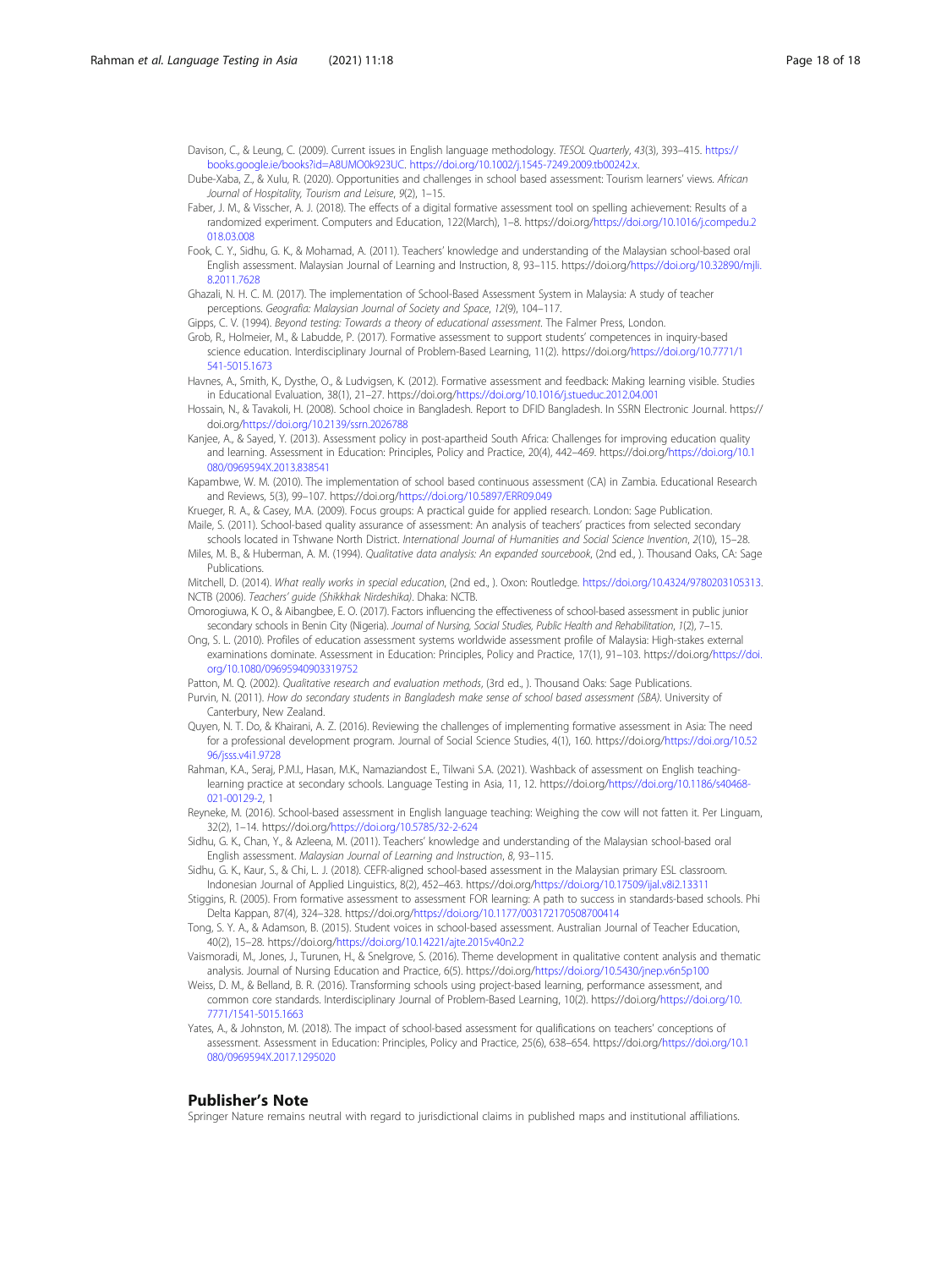Davison, C., & Leung, C. (2009). Current issues in English language methodology. *TESOL Quarterly*, *43*(3), 393–415. https://books.google.ie/books?id=A8UMO0k923UC. https://doi.org/10.1002/j.1545-7249.2009.tb00242.x.

Dube-Xaba, Z., & Xulu, R. (2020). Opportunities and challenges in school based assessment: Tourism learners' views. *African Journal of Hospitality, Tourism and Leisure*, *9*(2), 1–15.

Faber, J. M., & Visscher, A. J. (2018). The effects of a digital formative assessment tool on spelling achievement: Results of a randomized experiment. Computers and Education, 122(March), 1–8. https://doi.org/https://doi.org/10.1016/j.compedu.2018.03.008

Fook, C. Y., Sidhu, G. K., & Mohamad, A. (2011). Teachers' knowledge and understanding of the Malaysian school-based oral English assessment. Malaysian Journal of Learning and Instruction, 8, 93–115. https://doi.org/https://doi.org/10.32890/mjli.8.2011.7628

Ghazali, N. H. C. M. (2017). The implementation of School-Based Assessment System in Malaysia: A study of teacher perceptions. *Geografia: Malaysian Journal of Society and Space*, *12*(9), 104–117.

Gipps, C. V. (1994). *Beyond testing: Towards a theory of educational assessment*. The Falmer Press, London.

Grob, R., Holmeier, M., & Labudde, P. (2017). Formative assessment to support students' competences in inquiry-based science education. Interdisciplinary Journal of Problem-Based Learning, 11(2). https://doi.org/https://doi.org/10.7771/1541-5015.1673

Havnes, A., Smith, K., Dysthe, O., & Ludvigsen, K. (2012). Formative assessment and feedback: Making learning visible. Studies in Educational Evaluation, 38(1), 21–27. https://doi.org/https://doi.org/10.1016/j.stueduc.2012.04.001

Hossain, N., & Tavakoli, H. (2008). School choice in Bangladesh. Report to DFID Bangladesh. In SSRN Electronic Journal. https://doi.org/https://doi.org/10.2139/ssrn.2026788

Kanjee, A., & Sayed, Y. (2013). Assessment policy in post-apartheid South Africa: Challenges for improving education quality and learning. Assessment in Education: Principles, Policy and Practice, 20(4), 442–469. https://doi.org/https://doi.org/10.1080/0969594X.2013.838541

Kapambwe, W. M. (2010). The implementation of school based continuous assessment (CA) in Zambia. Educational Research and Reviews, 5(3), 99–107. https://doi.org/https://doi.org/10.5897/ERR09.049

Krueger, R. A., & Casey, M.A. (2009). Focus groups: A practical guide for applied research. London: Sage Publication.

Maile, S. (2011). School-based quality assurance of assessment: An analysis of teachers' practices from selected secondary schools located in Tshwane North District. *International Journal of Humanities and Social Science Invention*, *2*(10), 15–28.

Miles, M. B., & Huberman, A. M. (1994). *Qualitative data analysis: An expanded sourcebook*, (2nd ed., ). Thousand Oaks, CA: Sage Publications.

Mitchell, D. (2014). *What really works in special education*, (2nd ed., ). Oxon: Routledge. https://doi.org/10.4324/9780203105313.

NCTB (2006). *Teachers' guide (Shikkhak Nirdeshika)*. Dhaka: NCTB.

Omorogiuwa, K. O., & Aibangbee, E. O. (2017). Factors influencing the effectiveness of school-based assessment in public junior secondary schools in Benin City (Nigeria). *Journal of Nursing, Social Studies, Public Health and Rehabilitation*, *1*(2), 7–15.

Ong, S. L. (2010). Profiles of education assessment systems worldwide assessment profile of Malaysia: High-stakes external examinations dominate. Assessment in Education: Principles, Policy and Practice, 17(1), 91–103. https://doi.org/https://doi.org/10.1080/09695940903319752

Patton, M. Q. (2002). *Qualitative research and evaluation methods*, (3rd ed., ). Thousand Oaks: Sage Publications.

Purvin, N. (2011). *How do secondary students in Bangladesh make sense of school based assessment (SBA)*. University of Canterbury, New Zealand.

Quyen, N. T. Do, & Khairani, A. Z. (2016). Reviewing the challenges of implementing formative assessment in Asia: The need for a professional development program. Journal of Social Science Studies, 4(1), 160. https://doi.org/https://doi.org/10.5296/jsss.v4i1.9728

Rahman, K.A., Seraj, P.M.I., Hasan, M.K., Namaziandost E., Tilwani S.A. (2021). Washback of assessment on English teaching-learning practice at secondary schools. Language Testing in Asia, 11, 12. https://doi.org/https://doi.org/10.1186/s40468-021-00129-2, 1

Reyneke, M. (2016). School-based assessment in English language teaching: Weighing the cow will not fatten it. Per Linguam, 32(2), 1–14. https://doi.org/https://doi.org/10.5785/32-2-624

Sidhu, G. K., Chan, Y., & Azleena, M. (2011). Teachers' knowledge and understanding of the Malaysian school-based oral English assessment. *Malaysian Journal of Learning and Instruction*, *8*, 93–115.

Sidhu, G. K., Kaur, S., & Chi, L. J. (2018). CEFR-aligned school-based assessment in the Malaysian primary ESL classroom. Indonesian Journal of Applied Linguistics, 8(2), 452–463. https://doi.org/https://doi.org/10.17509/ijal.v8i2.13311

Stiggins, R. (2005). From formative assessment to assessment FOR learning: A path to success in standards-based schools. Phi Delta Kappan, 87(4), 324–328. https://doi.org/https://doi.org/10.1177/003172170508700414

Tong, S. Y. A., & Adamson, B. (2015). Student voices in school-based assessment. Australian Journal of Teacher Education, 40(2), 15–28. https://doi.org/https://doi.org/10.14221/ajte.2015v40n2.2

Vaismoradi, M., Jones, J., Turunen, H., & Snelgrove, S. (2016). Theme development in qualitative content analysis and thematic analysis. Journal of Nursing Education and Practice, 6(5). https://doi.org/https://doi.org/10.5430/jnep.v6n5p100

Weiss, D. M., & Belland, B. R. (2016). Transforming schools using project-based learning, performance assessment, and common core standards. Interdisciplinary Journal of Problem-Based Learning, 10(2). https://doi.org/https://doi.org/10.7771/1541-5015.1663

Yates, A., & Johnston, M. (2018). The impact of school-based assessment for qualifications on teachers' conceptions of assessment. Assessment in Education: Principles, Policy and Practice, 25(6), 638–654. https://doi.org/https://doi.org/10.1080/0969594X.2017.1295020

## Publisher's Note

Springer Nature remains neutral with regard to jurisdictional claims in published maps and institutional affiliations.